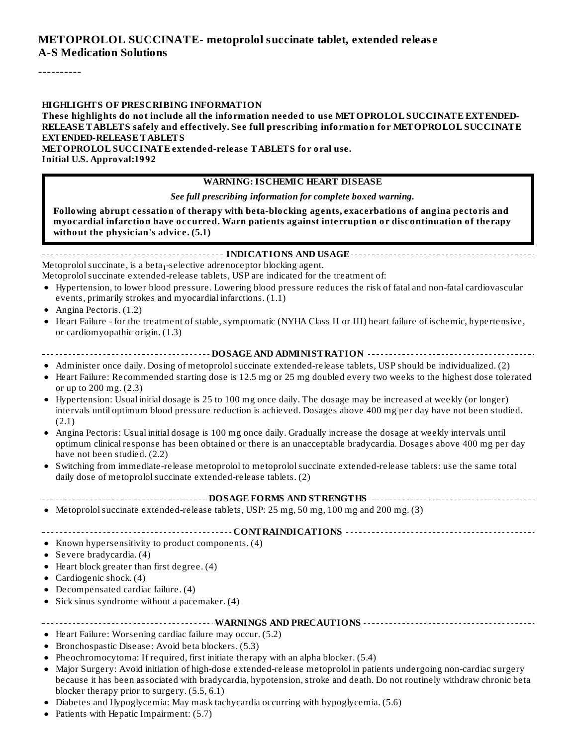# METOPROLOL SUCCINATE- metoprolol succinate tablet, extended release

**A-S Medication Solutions**

----------

**HIGHLIGHTS OF PRESCRIBING INFORMATION**

**These highlights do not include all the information needed to use METOPROLOL SUCCINATE EXTENDED-RELEASE TABLETS safely and effectively. See full prescribing information for METOPROLOL SUCCINATE EXTENDED-RELEASE TABLETS**

**METOPROLOL SUCCINATE extended-release TABLETS for oral use.**

**Initial U.S. Approval:1992**

> **WARNING: ISCHEMIC HEART DISEASE**
>
> ***See full prescribing information for complete boxed warning.***
>
> **Following abrupt cessation of therapy with beta-blocking agents, exacerbations of angina pectoris and myocardial infarction have occurred. Warn patients against interruption or discontinuation of therapy without the physician's advice. (5.1)**

## INDICATIONS AND USAGE

Metoprolol succinate, is a beta$_1$-selective adrenoceptor blocking agent.

Metoprolol succinate extended-release tablets, USP are indicated for the treatment of:

- Hypertension, to lower blood pressure. Lowering blood pressure reduces the risk of fatal and non-fatal cardiovascular events, primarily strokes and myocardial infarctions. (1.1)
- Angina Pectoris. (1.2)
- Heart Failure - for the treatment of stable, symptomatic (NYHA Class II or III) heart failure of ischemic, hypertensive, or cardiomyopathic origin. (1.3)

## DOSAGE AND ADMINISTRATION

- Administer once daily. Dosing of metoprolol succinate extended-release tablets, USP should be individualized. (2)
- Heart Failure: Recommended starting dose is 12.5 mg or 25 mg doubled every two weeks to the highest dose tolerated or up to 200 mg. (2.3)
- Hypertension: Usual initial dosage is 25 to 100 mg once daily. The dosage may be increased at weekly (or longer) intervals until optimum blood pressure reduction is achieved. Dosages above 400 mg per day have not been studied. (2.1)
- Angina Pectoris: Usual initial dosage is 100 mg once daily. Gradually increase the dosage at weekly intervals until optimum clinical response has been obtained or there is an unacceptable bradycardia. Dosages above 400 mg per day have not been studied. (2.2)
- Switching from immediate-release metoprolol to metoprolol succinate extended-release tablets: use the same total daily dose of metoprolol succinate extended-release tablets. (2)

## DOSAGE FORMS AND STRENGTHS

- Metoprolol succinate extended-release tablets, USP: 25 mg, 50 mg, 100 mg and 200 mg. (3)

## CONTRAINDICATIONS

- Known hypersensitivity to product components. (4)
- Severe bradycardia. (4)
- Heart block greater than first degree. (4)
- Cardiogenic shock. (4)
- Decompensated cardiac failure. (4)
- Sick sinus syndrome without a pacemaker. (4)

## WARNINGS AND PRECAUTIONS

- Heart Failure: Worsening cardiac failure may occur. (5.2)
- Bronchospastic Disease: Avoid beta blockers. (5.3)
- Pheochromocytoma: If required, first initiate therapy with an alpha blocker. (5.4)
- Major Surgery: Avoid initiation of high-dose extended-release metoprolol in patients undergoing non-cardiac surgery because it has been associated with bradycardia, hypotension, stroke and death. Do not routinely withdraw chronic beta blocker therapy prior to surgery. (5.5, 6.1)
- Diabetes and Hypoglycemia: May mask tachycardia occurring with hypoglycemia. (5.6)
- Patients with Hepatic Impairment: (5.7)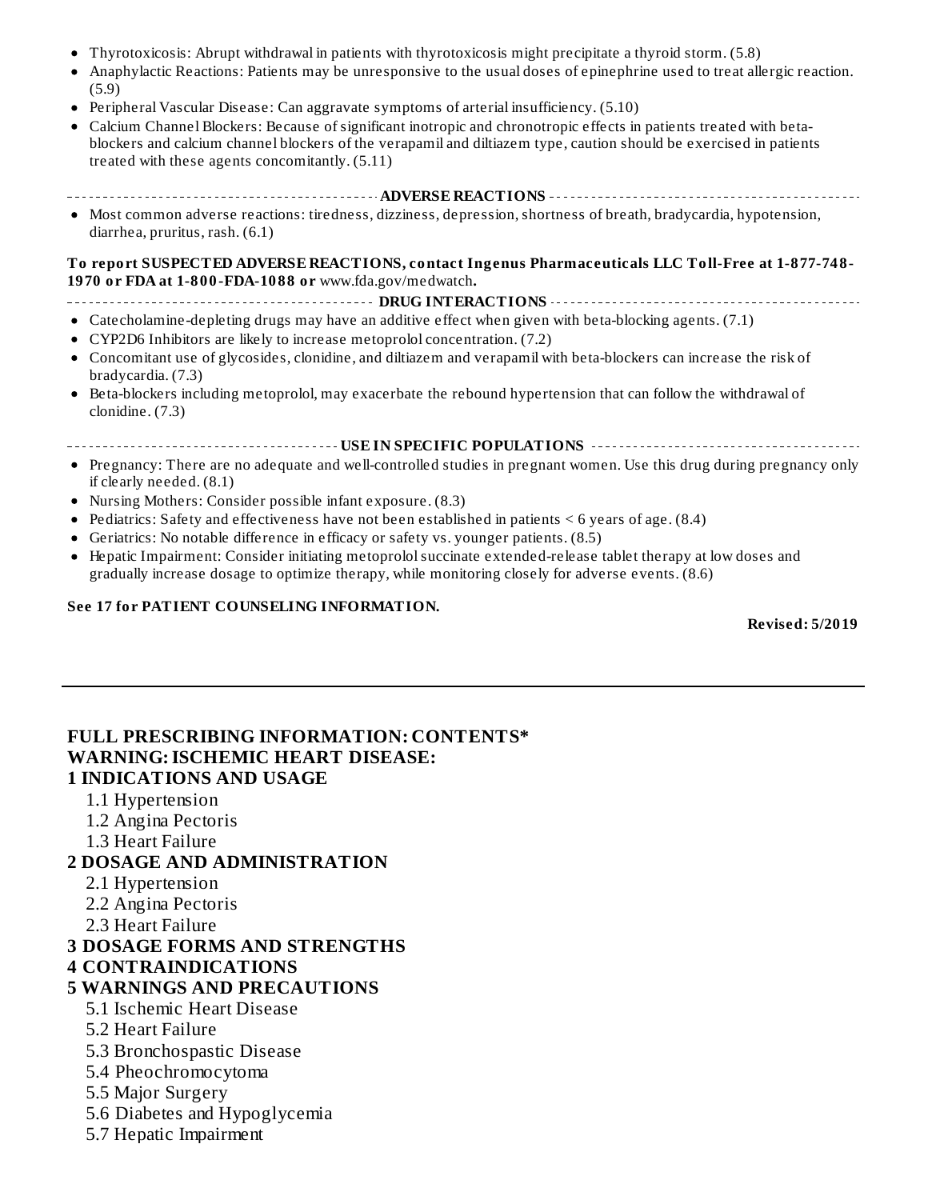- Thyrotoxicosis: Abrupt withdrawal in patients with thyrotoxicosis might precipitate a thyroid storm. (5.8)
- Anaphylactic Reactions: Patients may be unresponsive to the usual doses of epinephrine used to treat allergic reaction. (5.9)
- Peripheral Vascular Disease: Can aggravate symptoms of arterial insufficiency. (5.10)
- Calcium Channel Blockers: Because of significant inotropic and chronotropic effects in patients treated with beta-blockers and calcium channel blockers of the verapamil and diltiazem type, caution should be exercised in patients treated with these agents concomitantly. (5.11)

**ADVERSE REACTIONS**

- Most common adverse reactions: tiredness, dizziness, depression, shortness of breath, bradycardia, hypotension, diarrhea, pruritus, rash. (6.1)

**To report SUSPECTED ADVERSE REACTIONS, contact Ingenus Pharmaceuticals LLC Toll-Free at 1-877-748-1970 or FDA at 1-800-FDA-1088 or** www.fda.gov/medwatch**.**

**DRUG INTERACTIONS**

- Catecholamine-depleting drugs may have an additive effect when given with beta-blocking agents. (7.1)
- CYP2D6 Inhibitors are likely to increase metoprolol concentration. (7.2)
- Concomitant use of glycosides, clonidine, and diltiazem and verapamil with beta-blockers can increase the risk of bradycardia. (7.3)
- Beta-blockers including metoprolol, may exacerbate the rebound hypertension that can follow the withdrawal of clonidine. (7.3)

**USE IN SPECIFIC POPULATIONS**

- Pregnancy: There are no adequate and well-controlled studies in pregnant women. Use this drug during pregnancy only if clearly needed. (8.1)
- Nursing Mothers: Consider possible infant exposure. (8.3)
- Pediatrics: Safety and effectiveness have not been established in patients < 6 years of age. (8.4)
- Geriatrics: No notable difference in efficacy or safety vs. younger patients. (8.5)
- Hepatic Impairment: Consider initiating metoprolol succinate extended-release tablet therapy at low doses and gradually increase dosage to optimize therapy, while monitoring closely for adverse events. (8.6)

**See 17 for PATIENT COUNSELING INFORMATION.**

**Revised: 5/2019**

---

## FULL PRESCRIBING INFORMATION: CONTENTS*

**WARNING: ISCHEMIC HEART DISEASE:**

**1 INDICATIONS AND USAGE**

- 1.1 Hypertension
- 1.2 Angina Pectoris
- 1.3 Heart Failure

**2 DOSAGE AND ADMINISTRATION**

- 2.1 Hypertension
- 2.2 Angina Pectoris
- 2.3 Heart Failure

**3 DOSAGE FORMS AND STRENGTHS**

**4 CONTRAINDICATIONS**

**5 WARNINGS AND PRECAUTIONS**

- 5.1 Ischemic Heart Disease
- 5.2 Heart Failure
- 5.3 Bronchospastic Disease
- 5.4 Pheochromocytoma
- 5.5 Major Surgery
- 5.6 Diabetes and Hypoglycemia
- 5.7 Hepatic Impairment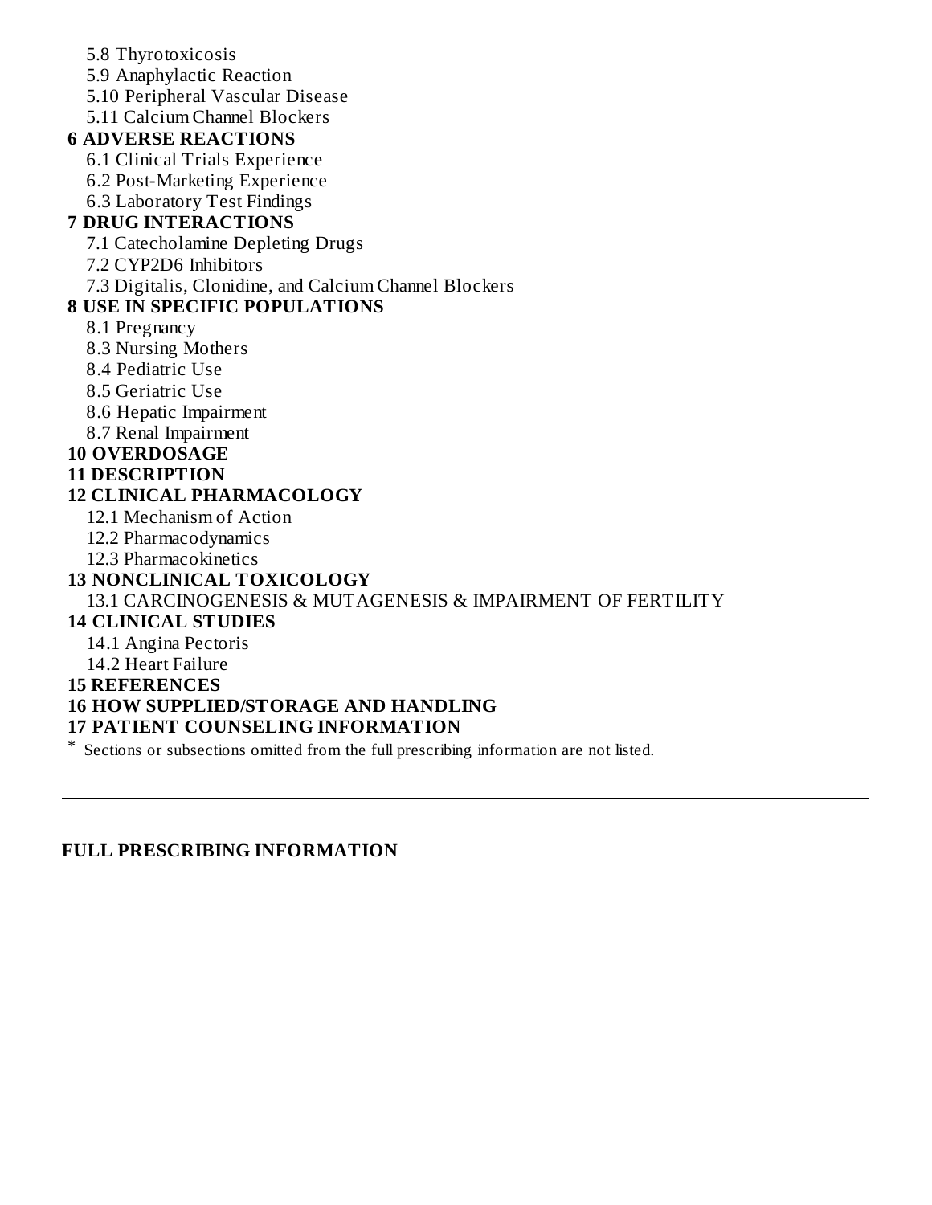- 5.8 Thyrotoxicosis
- 5.9 Anaphylactic Reaction
- 5.10 Peripheral Vascular Disease
- 5.11 Calcium Channel Blockers

**6 ADVERSE REACTIONS**

- 6.1 Clinical Trials Experience
- 6.2 Post-Marketing Experience
- 6.3 Laboratory Test Findings

**7 DRUG INTERACTIONS**

- 7.1 Catecholamine Depleting Drugs
- 7.2 CYP2D6 Inhibitors
- 7.3 Digitalis, Clonidine, and Calcium Channel Blockers

**8 USE IN SPECIFIC POPULATIONS**

- 8.1 Pregnancy
- 8.3 Nursing Mothers
- 8.4 Pediatric Use
- 8.5 Geriatric Use
- 8.6 Hepatic Impairment
- 8.7 Renal Impairment

**10 OVERDOSAGE**

**11 DESCRIPTION**

**12 CLINICAL PHARMACOLOGY**

- 12.1 Mechanism of Action
- 12.2 Pharmacodynamics
- 12.3 Pharmacokinetics

**13 NONCLINICAL TOXICOLOGY**

- 13.1 CARCINOGENESIS & MUTAGENESIS & IMPAIRMENT OF FERTILITY

**14 CLINICAL STUDIES**

- 14.1 Angina Pectoris
- 14.2 Heart Failure

**15 REFERENCES**

**16 HOW SUPPLIED/STORAGE AND HANDLING**

**17 PATIENT COUNSELING INFORMATION**

* Sections or subsections omitted from the full prescribing information are not listed.

---

**FULL PRESCRIBING INFORMATION**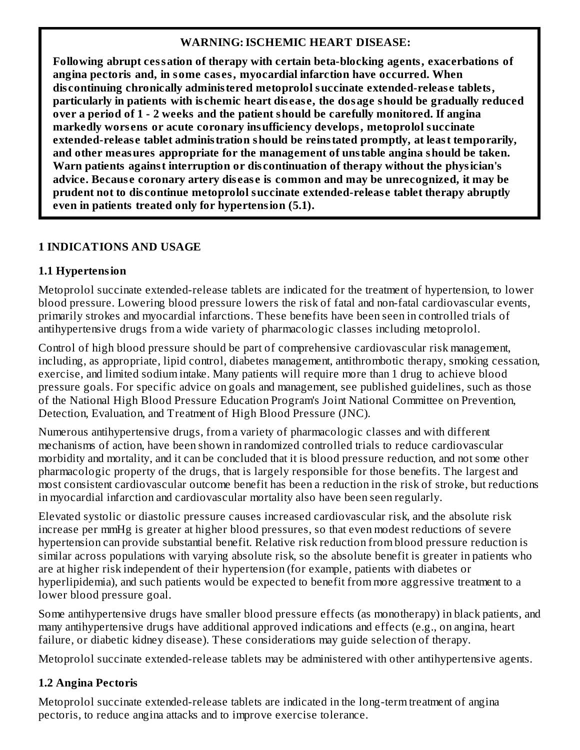**WARNING: ISCHEMIC HEART DISEASE:**

**Following abrupt cessation of therapy with certain beta-blocking agents, exacerbations of angina pectoris and, in some cases, myocardial infarction have occurred. When discontinuing chronically administered metoprolol succinate extended-release tablets, particularly in patients with ischemic heart disease, the dosage should be gradually reduced over a period of 1 - 2 weeks and the patient should be carefully monitored. If angina markedly worsens or acute coronary insufficiency develops, metoprolol succinate extended-release tablet administration should be reinstated promptly, at least temporarily, and other measures appropriate for the management of unstable angina should be taken. Warn patients against interruption or discontinuation of therapy without the physician's advice. Because coronary artery disease is common and may be unrecognized, it may be prudent not to discontinue metoprolol succinate extended-release tablet therapy abruptly even in patients treated only for hypertension (5.1).**

## 1 INDICATIONS AND USAGE

### 1.1 Hypertension

Metoprolol succinate extended-release tablets are indicated for the treatment of hypertension, to lower blood pressure. Lowering blood pressure lowers the risk of fatal and non-fatal cardiovascular events, primarily strokes and myocardial infarctions. These benefits have been seen in controlled trials of antihypertensive drugs from a wide variety of pharmacologic classes including metoprolol.

Control of high blood pressure should be part of comprehensive cardiovascular risk management, including, as appropriate, lipid control, diabetes management, antithrombotic therapy, smoking cessation, exercise, and limited sodium intake. Many patients will require more than 1 drug to achieve blood pressure goals. For specific advice on goals and management, see published guidelines, such as those of the National High Blood Pressure Education Program's Joint National Committee on Prevention, Detection, Evaluation, and Treatment of High Blood Pressure (JNC).

Numerous antihypertensive drugs, from a variety of pharmacologic classes and with different mechanisms of action, have been shown in randomized controlled trials to reduce cardiovascular morbidity and mortality, and it can be concluded that it is blood pressure reduction, and not some other pharmacologic property of the drugs, that is largely responsible for those benefits. The largest and most consistent cardiovascular outcome benefit has been a reduction in the risk of stroke, but reductions in myocardial infarction and cardiovascular mortality also have been seen regularly.

Elevated systolic or diastolic pressure causes increased cardiovascular risk, and the absolute risk increase per mmHg is greater at higher blood pressures, so that even modest reductions of severe hypertension can provide substantial benefit. Relative risk reduction from blood pressure reduction is similar across populations with varying absolute risk, so the absolute benefit is greater in patients who are at higher risk independent of their hypertension (for example, patients with diabetes or hyperlipidemia), and such patients would be expected to benefit from more aggressive treatment to a lower blood pressure goal.

Some antihypertensive drugs have smaller blood pressure effects (as monotherapy) in black patients, and many antihypertensive drugs have additional approved indications and effects (e.g., on angina, heart failure, or diabetic kidney disease). These considerations may guide selection of therapy.

Metoprolol succinate extended-release tablets may be administered with other antihypertensive agents.

### 1.2 Angina Pectoris

Metoprolol succinate extended-release tablets are indicated in the long-term treatment of angina pectoris, to reduce angina attacks and to improve exercise tolerance.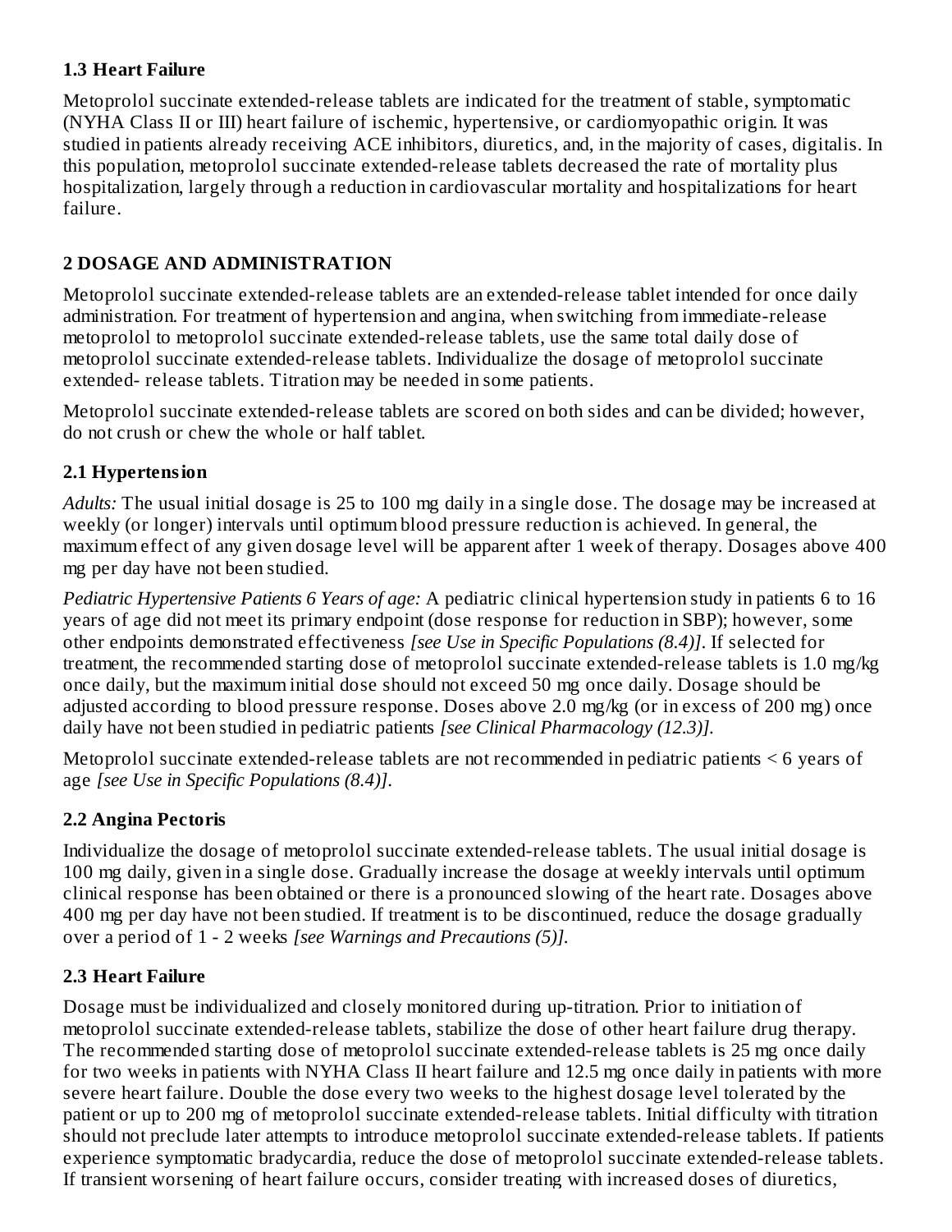### 1.3 Heart Failure

Metoprolol succinate extended-release tablets are indicated for the treatment of stable, symptomatic (NYHA Class II or III) heart failure of ischemic, hypertensive, or cardiomyopathic origin. It was studied in patients already receiving ACE inhibitors, diuretics, and, in the majority of cases, digitalis. In this population, metoprolol succinate extended-release tablets decreased the rate of mortality plus hospitalization, largely through a reduction in cardiovascular mortality and hospitalizations for heart failure.

## 2 DOSAGE AND ADMINISTRATION

Metoprolol succinate extended-release tablets are an extended-release tablet intended for once daily administration. For treatment of hypertension and angina, when switching from immediate-release metoprolol to metoprolol succinate extended-release tablets, use the same total daily dose of metoprolol succinate extended-release tablets. Individualize the dosage of metoprolol succinate extended- release tablets. Titration may be needed in some patients.

Metoprolol succinate extended-release tablets are scored on both sides and can be divided; however, do not crush or chew the whole or half tablet.

### 2.1 Hypertension

*Adults:* The usual initial dosage is 25 to 100 mg daily in a single dose. The dosage may be increased at weekly (or longer) intervals until optimum blood pressure reduction is achieved. In general, the maximum effect of any given dosage level will be apparent after 1 week of therapy. Dosages above 400 mg per day have not been studied.

*Pediatric Hypertensive Patients 6 Years of age:* A pediatric clinical hypertension study in patients 6 to 16 years of age did not meet its primary endpoint (dose response for reduction in SBP); however, some other endpoints demonstrated effectiveness *[see Use in Specific Populations (8.4)]*. If selected for treatment, the recommended starting dose of metoprolol succinate extended-release tablets is 1.0 mg/kg once daily, but the maximum initial dose should not exceed 50 mg once daily. Dosage should be adjusted according to blood pressure response. Doses above 2.0 mg/kg (or in excess of 200 mg) once daily have not been studied in pediatric patients *[see Clinical Pharmacology (12.3)]*.

Metoprolol succinate extended-release tablets are not recommended in pediatric patients < 6 years of age *[see Use in Specific Populations (8.4)]*.

### 2.2 Angina Pectoris

Individualize the dosage of metoprolol succinate extended-release tablets. The usual initial dosage is 100 mg daily, given in a single dose. Gradually increase the dosage at weekly intervals until optimum clinical response has been obtained or there is a pronounced slowing of the heart rate. Dosages above 400 mg per day have not been studied. If treatment is to be discontinued, reduce the dosage gradually over a period of 1 - 2 weeks *[see Warnings and Precautions (5)]*.

### 2.3 Heart Failure

Dosage must be individualized and closely monitored during up-titration. Prior to initiation of metoprolol succinate extended-release tablets, stabilize the dose of other heart failure drug therapy. The recommended starting dose of metoprolol succinate extended-release tablets is 25 mg once daily for two weeks in patients with NYHA Class II heart failure and 12.5 mg once daily in patients with more severe heart failure. Double the dose every two weeks to the highest dosage level tolerated by the patient or up to 200 mg of metoprolol succinate extended-release tablets. Initial difficulty with titration should not preclude later attempts to introduce metoprolol succinate extended-release tablets. If patients experience symptomatic bradycardia, reduce the dose of metoprolol succinate extended-release tablets. If transient worsening of heart failure occurs, consider treating with increased doses of diuretics,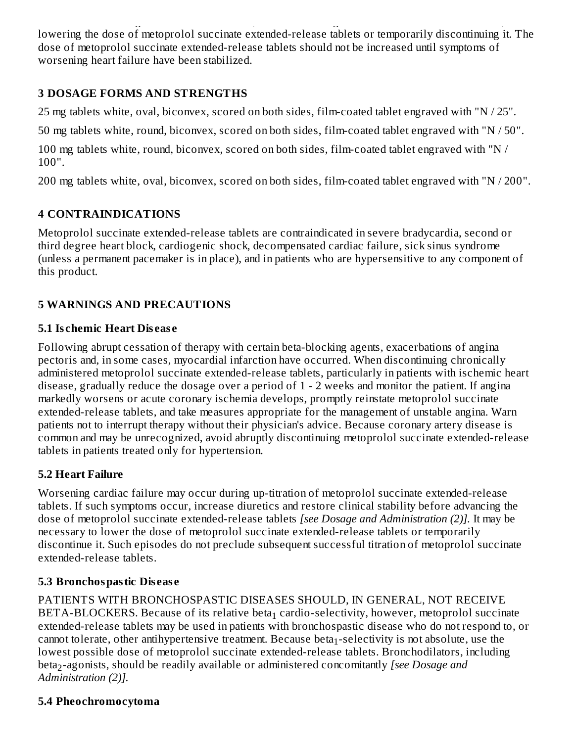lowering the dose of metoprolol succinate extended-release tablets or temporarily discontinuing it. The dose of metoprolol succinate extended-release tablets should not be increased until symptoms of worsening heart failure have been stabilized.

## 3 DOSAGE FORMS AND STRENGTHS

25 mg tablets white, oval, biconvex, scored on both sides, film-coated tablet engraved with "N / 25".

50 mg tablets white, round, biconvex, scored on both sides, film-coated tablet engraved with "N / 50".

100 mg tablets white, round, biconvex, scored on both sides, film-coated tablet engraved with "N / 100".

200 mg tablets white, oval, biconvex, scored on both sides, film-coated tablet engraved with "N / 200".

## 4 CONTRAINDICATIONS

Metoprolol succinate extended-release tablets are contraindicated in severe bradycardia, second or third degree heart block, cardiogenic shock, decompensated cardiac failure, sick sinus syndrome (unless a permanent pacemaker is in place), and in patients who are hypersensitive to any component of this product.

## 5 WARNINGS AND PRECAUTIONS

### 5.1 Ischemic Heart Disease

Following abrupt cessation of therapy with certain beta-blocking agents, exacerbations of angina pectoris and, in some cases, myocardial infarction have occurred. When discontinuing chronically administered metoprolol succinate extended-release tablets, particularly in patients with ischemic heart disease, gradually reduce the dosage over a period of 1 - 2 weeks and monitor the patient. If angina markedly worsens or acute coronary ischemia develops, promptly reinstate metoprolol succinate extended-release tablets, and take measures appropriate for the management of unstable angina. Warn patients not to interrupt therapy without their physician's advice. Because coronary artery disease is common and may be unrecognized, avoid abruptly discontinuing metoprolol succinate extended-release tablets in patients treated only for hypertension.

### 5.2 Heart Failure

Worsening cardiac failure may occur during up-titration of metoprolol succinate extended-release tablets. If such symptoms occur, increase diuretics and restore clinical stability before advancing the dose of metoprolol succinate extended-release tablets *[see Dosage and Administration (2)]*. It may be necessary to lower the dose of metoprolol succinate extended-release tablets or temporarily discontinue it. Such episodes do not preclude subsequent successful titration of metoprolol succinate extended-release tablets.

### 5.3 Bronchospastic Disease

PATIENTS WITH BRONCHOSPASTIC DISEASES SHOULD, IN GENERAL, NOT RECEIVE BETA-BLOCKERS. Because of its relative $beta_1$ cardio-selectivity, however, metoprolol succinate extended-release tablets may be used in patients with bronchospastic disease who do not respond to, or cannot tolerate, other antihypertensive treatment. Because $beta_1$-selectivity is not absolute, use the lowest possible dose of metoprolol succinate extended-release tablets. Bronchodilators, including $beta_2$-agonists, should be readily available or administered concomitantly *[see Dosage and Administration (2)]*.

### 5.4 Pheochromocytoma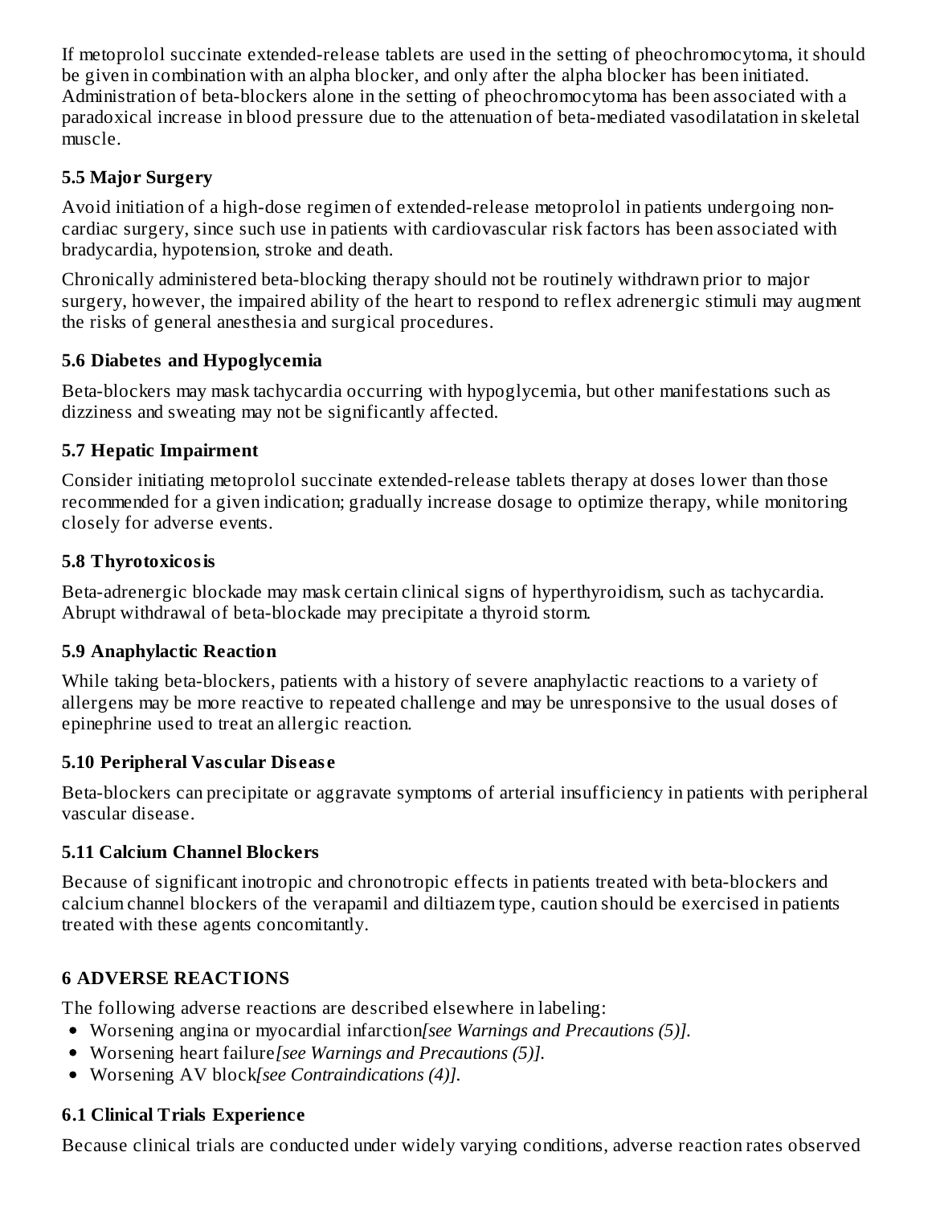If metoprolol succinate extended-release tablets are used in the setting of pheochromocytoma, it should be given in combination with an alpha blocker, and only after the alpha blocker has been initiated. Administration of beta-blockers alone in the setting of pheochromocytoma has been associated with a paradoxical increase in blood pressure due to the attenuation of beta-mediated vasodilatation in skeletal muscle.

### 5.5 Major Surgery

Avoid initiation of a high-dose regimen of extended-release metoprolol in patients undergoing non-cardiac surgery, since such use in patients with cardiovascular risk factors has been associated with bradycardia, hypotension, stroke and death.

Chronically administered beta-blocking therapy should not be routinely withdrawn prior to major surgery, however, the impaired ability of the heart to respond to reflex adrenergic stimuli may augment the risks of general anesthesia and surgical procedures.

### 5.6 Diabetes and Hypoglycemia

Beta-blockers may mask tachycardia occurring with hypoglycemia, but other manifestations such as dizziness and sweating may not be significantly affected.

### 5.7 Hepatic Impairment

Consider initiating metoprolol succinate extended-release tablets therapy at doses lower than those recommended for a given indication; gradually increase dosage to optimize therapy, while monitoring closely for adverse events.

### 5.8 Thyrotoxicosis

Beta-adrenergic blockade may mask certain clinical signs of hyperthyroidism, such as tachycardia. Abrupt withdrawal of beta-blockade may precipitate a thyroid storm.

### 5.9 Anaphylactic Reaction

While taking beta-blockers, patients with a history of severe anaphylactic reactions to a variety of allergens may be more reactive to repeated challenge and may be unresponsive to the usual doses of epinephrine used to treat an allergic reaction.

### 5.10 Peripheral Vascular Disease

Beta-blockers can precipitate or aggravate symptoms of arterial insufficiency in patients with peripheral vascular disease.

### 5.11 Calcium Channel Blockers

Because of significant inotropic and chronotropic effects in patients treated with beta-blockers and calcium channel blockers of the verapamil and diltiazem type, caution should be exercised in patients treated with these agents concomitantly.

## 6 ADVERSE REACTIONS

The following adverse reactions are described elsewhere in labeling:

- Worsening angina or myocardial infarction *[see Warnings and Precautions (5)]*.
- Worsening heart failure *[see Warnings and Precautions (5)]*.
- Worsening AV block *[see Contraindications (4)]*.

### 6.1 Clinical Trials Experience

Because clinical trials are conducted under widely varying conditions, adverse reaction rates observed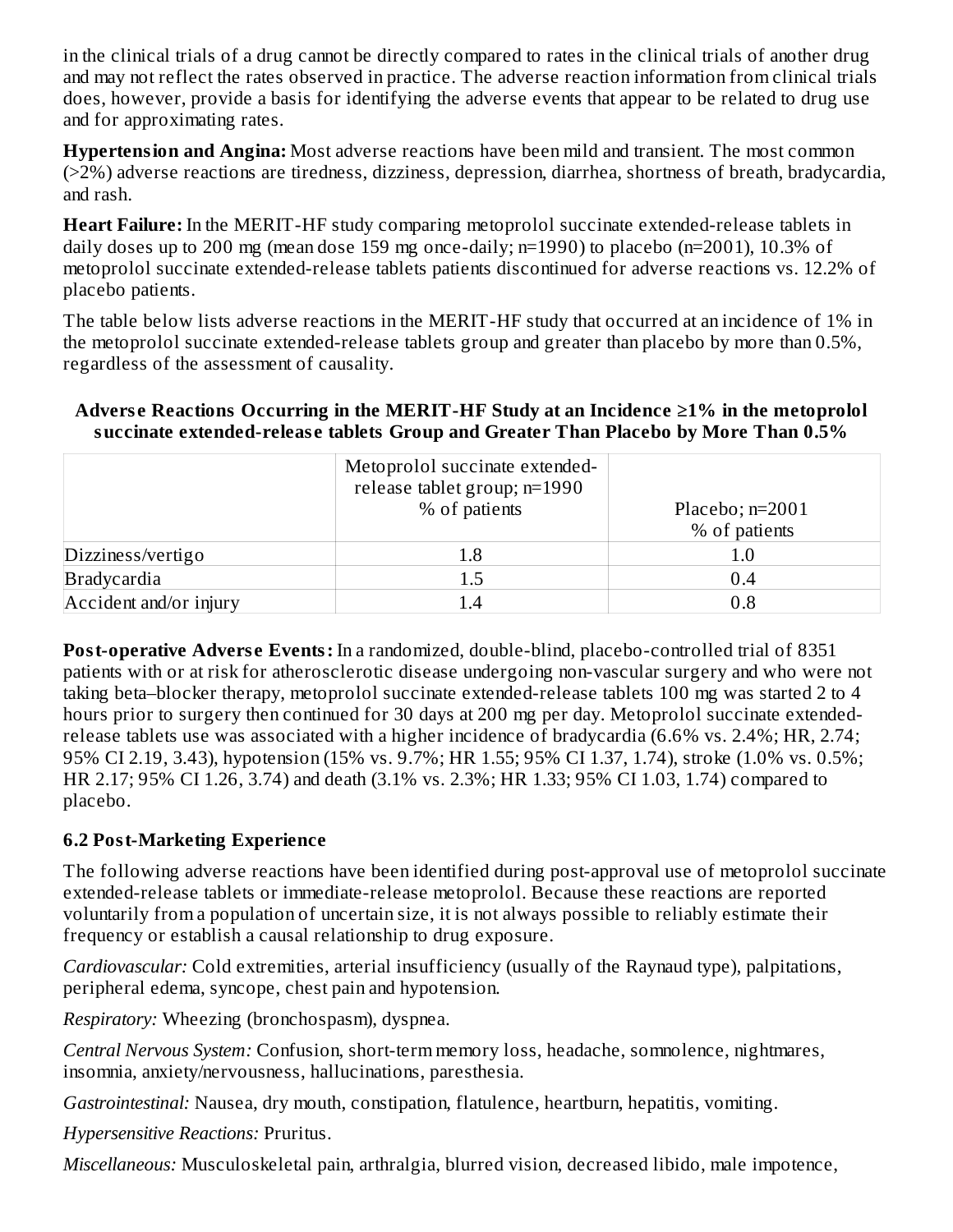in the clinical trials of a drug cannot be directly compared to rates in the clinical trials of another drug and may not reflect the rates observed in practice. The adverse reaction information from clinical trials does, however, provide a basis for identifying the adverse events that appear to be related to drug use and for approximating rates.

**Hypertension and Angina:** Most adverse reactions have been mild and transient. The most common (>2%) adverse reactions are tiredness, dizziness, depression, diarrhea, shortness of breath, bradycardia, and rash.

**Heart Failure:** In the MERIT-HF study comparing metoprolol succinate extended-release tablets in daily doses up to 200 mg (mean dose 159 mg once-daily; n=1990) to placebo (n=2001), 10.3% of metoprolol succinate extended-release tablets patients discontinued for adverse reactions vs. 12.2% of placebo patients.

The table below lists adverse reactions in the MERIT-HF study that occurred at an incidence of 1% in the metoprolol succinate extended-release tablets group and greater than placebo by more than 0.5%, regardless of the assessment of causality.

**Adverse Reactions Occurring in the MERIT-HF Study at an Incidence ≥1% in the metoprolol succinate extended-release tablets Group and Greater Than Placebo by More Than 0.5%**

| | Metoprolol succinate extended-release tablet group; n=1990 % of patients | Placebo; n=2001 % of patients |
|---|---|---|
| Dizziness/vertigo | 1.8 | 1.0 |
| Bradycardia | 1.5 | 0.4 |
| Accident and/or injury | 1.4 | 0.8 |

**Post-operative Adverse Events:** In a randomized, double-blind, placebo-controlled trial of 8351 patients with or at risk for atherosclerotic disease undergoing non-vascular surgery and who were not taking beta–blocker therapy, metoprolol succinate extended-release tablets 100 mg was started 2 to 4 hours prior to surgery then continued for 30 days at 200 mg per day. Metoprolol succinate extended-release tablets use was associated with a higher incidence of bradycardia (6.6% vs. 2.4%; HR, 2.74; 95% CI 2.19, 3.43), hypotension (15% vs. 9.7%; HR 1.55; 95% CI 1.37, 1.74), stroke (1.0% vs. 0.5%; HR 2.17; 95% CI 1.26, 3.74) and death (3.1% vs. 2.3%; HR 1.33; 95% CI 1.03, 1.74) compared to placebo.

## 6.2 Post-Marketing Experience

The following adverse reactions have been identified during post-approval use of metoprolol succinate extended-release tablets or immediate-release metoprolol. Because these reactions are reported voluntarily from a population of uncertain size, it is not always possible to reliably estimate their frequency or establish a causal relationship to drug exposure.

*Cardiovascular:* Cold extremities, arterial insufficiency (usually of the Raynaud type), palpitations, peripheral edema, syncope, chest pain and hypotension.

*Respiratory:* Wheezing (bronchospasm), dyspnea.

*Central Nervous System:* Confusion, short-term memory loss, headache, somnolence, nightmares, insomnia, anxiety/nervousness, hallucinations, paresthesia.

*Gastrointestinal:* Nausea, dry mouth, constipation, flatulence, heartburn, hepatitis, vomiting.

*Hypersensitive Reactions:* Pruritus.

*Miscellaneous:* Musculoskeletal pain, arthralgia, blurred vision, decreased libido, male impotence,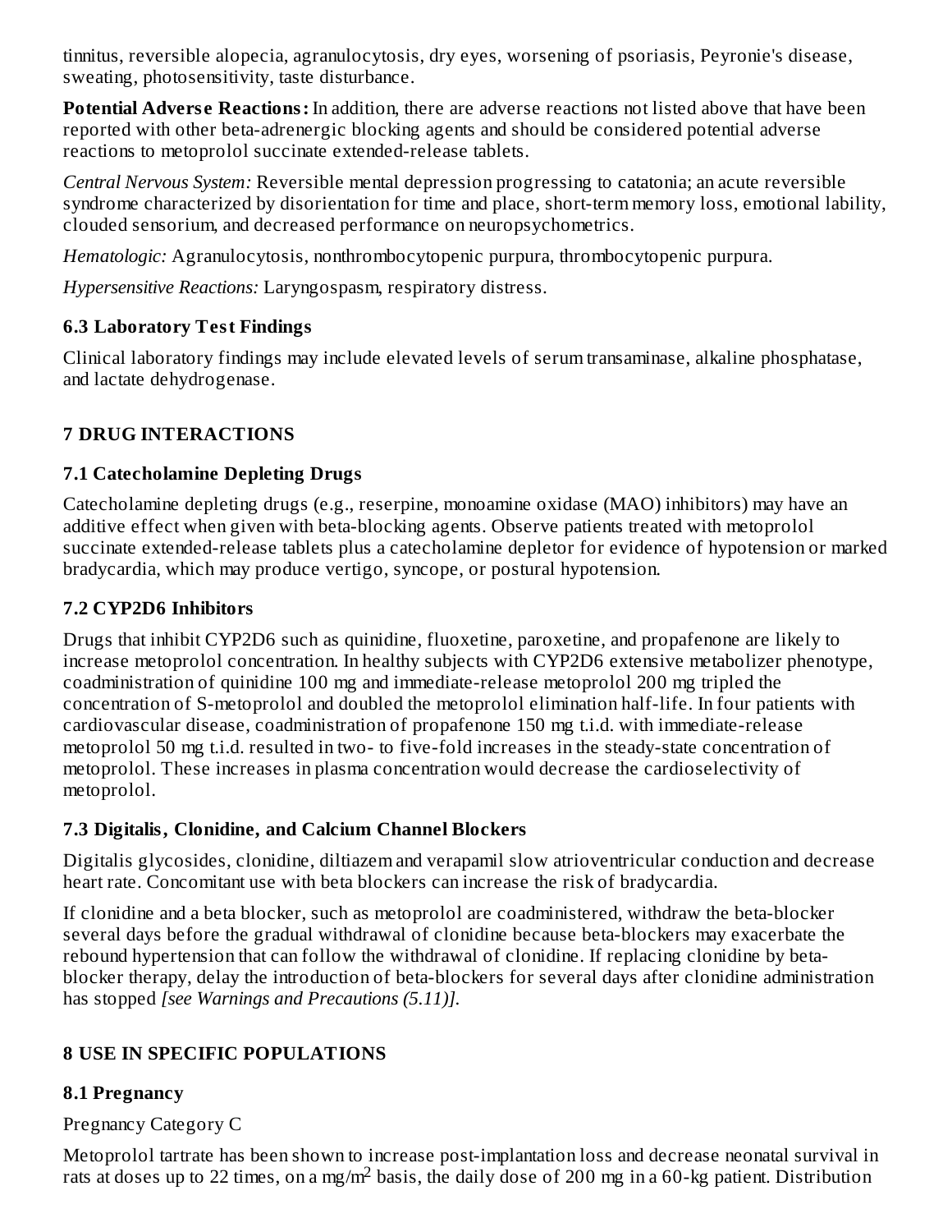tinnitus, reversible alopecia, agranulocytosis, dry eyes, worsening of psoriasis, Peyronie's disease, sweating, photosensitivity, taste disturbance.

**Potential Adverse Reactions:** In addition, there are adverse reactions not listed above that have been reported with other beta-adrenergic blocking agents and should be considered potential adverse reactions to metoprolol succinate extended-release tablets.

*Central Nervous System:* Reversible mental depression progressing to catatonia; an acute reversible syndrome characterized by disorientation for time and place, short-term memory loss, emotional lability, clouded sensorium, and decreased performance on neuropsychometrics.

*Hematologic:* Agranulocytosis, nonthrombocytopenic purpura, thrombocytopenic purpura.

*Hypersensitive Reactions:* Laryngospasm, respiratory distress.

### 6.3 Laboratory Test Findings

Clinical laboratory findings may include elevated levels of serum transaminase, alkaline phosphatase, and lactate dehydrogenase.

## 7 DRUG INTERACTIONS

### 7.1 Catecholamine Depleting Drugs

Catecholamine depleting drugs (e.g., reserpine, monoamine oxidase (MAO) inhibitors) may have an additive effect when given with beta-blocking agents. Observe patients treated with metoprolol succinate extended-release tablets plus a catecholamine depletor for evidence of hypotension or marked bradycardia, which may produce vertigo, syncope, or postural hypotension.

### 7.2 CYP2D6 Inhibitors

Drugs that inhibit CYP2D6 such as quinidine, fluoxetine, paroxetine, and propafenone are likely to increase metoprolol concentration. In healthy subjects with CYP2D6 extensive metabolizer phenotype, coadministration of quinidine 100 mg and immediate-release metoprolol 200 mg tripled the concentration of S-metoprolol and doubled the metoprolol elimination half-life. In four patients with cardiovascular disease, coadministration of propafenone 150 mg t.i.d. with immediate-release metoprolol 50 mg t.i.d. resulted in two- to five-fold increases in the steady-state concentration of metoprolol. These increases in plasma concentration would decrease the cardioselectivity of metoprolol.

### 7.3 Digitalis, Clonidine, and Calcium Channel Blockers

Digitalis glycosides, clonidine, diltiazem and verapamil slow atrioventricular conduction and decrease heart rate. Concomitant use with beta blockers can increase the risk of bradycardia.

If clonidine and a beta blocker, such as metoprolol are coadministered, withdraw the beta-blocker several days before the gradual withdrawal of clonidine because beta-blockers may exacerbate the rebound hypertension that can follow the withdrawal of clonidine. If replacing clonidine by beta-blocker therapy, delay the introduction of beta-blockers for several days after clonidine administration has stopped *[see Warnings and Precautions (5.11)]*.

## 8 USE IN SPECIFIC POPULATIONS

### 8.1 Pregnancy

Pregnancy Category C

Metoprolol tartrate has been shown to increase post-implantation loss and decrease neonatal survival in rats at doses up to 22 times, on a mg/$m^2$ basis, the daily dose of 200 mg in a 60-kg patient. Distribution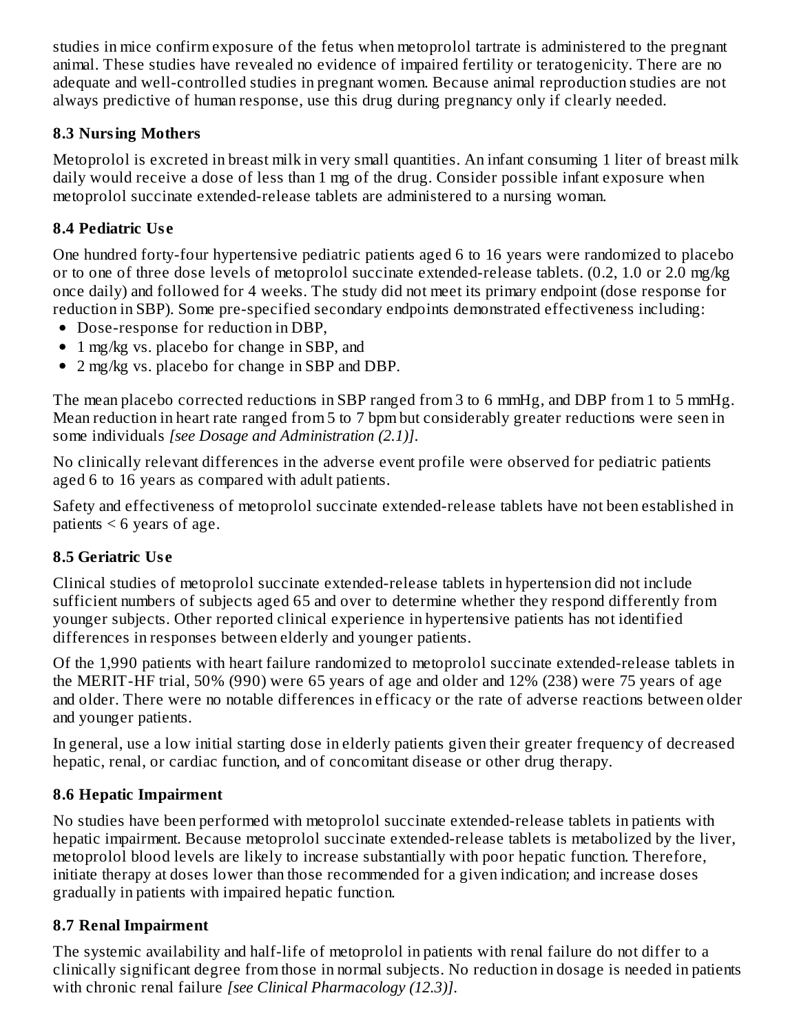studies in mice confirm exposure of the fetus when metoprolol tartrate is administered to the pregnant animal. These studies have revealed no evidence of impaired fertility or teratogenicity. There are no adequate and well-controlled studies in pregnant women. Because animal reproduction studies are not always predictive of human response, use this drug during pregnancy only if clearly needed.

### 8.3 Nursing Mothers

Metoprolol is excreted in breast milk in very small quantities. An infant consuming 1 liter of breast milk daily would receive a dose of less than 1 mg of the drug. Consider possible infant exposure when metoprolol succinate extended-release tablets are administered to a nursing woman.

### 8.4 Pediatric Use

One hundred forty-four hypertensive pediatric patients aged 6 to 16 years were randomized to placebo or to one of three dose levels of metoprolol succinate extended-release tablets. (0.2, 1.0 or 2.0 mg/kg once daily) and followed for 4 weeks. The study did not meet its primary endpoint (dose response for reduction in SBP). Some pre-specified secondary endpoints demonstrated effectiveness including:

- Dose-response for reduction in DBP,
- 1 mg/kg vs. placebo for change in SBP, and
- 2 mg/kg vs. placebo for change in SBP and DBP.

The mean placebo corrected reductions in SBP ranged from 3 to 6 mmHg, and DBP from 1 to 5 mmHg. Mean reduction in heart rate ranged from 5 to 7 bpm but considerably greater reductions were seen in some individuals *[see Dosage and Administration (2.1)]*.

No clinically relevant differences in the adverse event profile were observed for pediatric patients aged 6 to 16 years as compared with adult patients.

Safety and effectiveness of metoprolol succinate extended-release tablets have not been established in patients < 6 years of age.

### 8.5 Geriatric Use

Clinical studies of metoprolol succinate extended-release tablets in hypertension did not include sufficient numbers of subjects aged 65 and over to determine whether they respond differently from younger subjects. Other reported clinical experience in hypertensive patients has not identified differences in responses between elderly and younger patients.

Of the 1,990 patients with heart failure randomized to metoprolol succinate extended-release tablets in the MERIT-HF trial, 50% (990) were 65 years of age and older and 12% (238) were 75 years of age and older. There were no notable differences in efficacy or the rate of adverse reactions between older and younger patients.

In general, use a low initial starting dose in elderly patients given their greater frequency of decreased hepatic, renal, or cardiac function, and of concomitant disease or other drug therapy.

### 8.6 Hepatic Impairment

No studies have been performed with metoprolol succinate extended-release tablets in patients with hepatic impairment. Because metoprolol succinate extended-release tablets is metabolized by the liver, metoprolol blood levels are likely to increase substantially with poor hepatic function. Therefore, initiate therapy at doses lower than those recommended for a given indication; and increase doses gradually in patients with impaired hepatic function.

### 8.7 Renal Impairment

The systemic availability and half-life of metoprolol in patients with renal failure do not differ to a clinically significant degree from those in normal subjects. No reduction in dosage is needed in patients with chronic renal failure *[see Clinical Pharmacology (12.3)]*.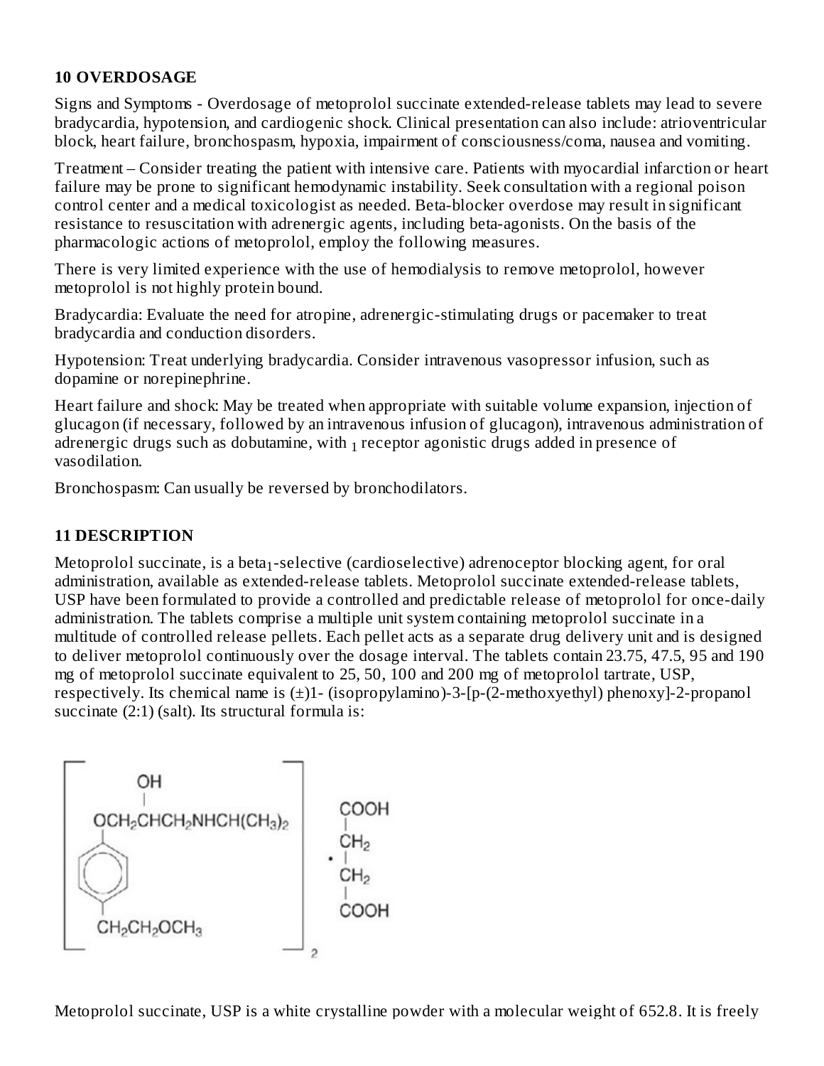## 10 OVERDOSAGE

Signs and Symptoms - Overdosage of metoprolol succinate extended-release tablets may lead to severe bradycardia, hypotension, and cardiogenic shock. Clinical presentation can also include: atrioventricular block, heart failure, bronchospasm, hypoxia, impairment of consciousness/coma, nausea and vomiting.

Treatment – Consider treating the patient with intensive care. Patients with myocardial infarction or heart failure may be prone to significant hemodynamic instability. Seek consultation with a regional poison control center and a medical toxicologist as needed. Beta-blocker overdose may result in significant resistance to resuscitation with adrenergic agents, including beta-agonists. On the basis of the pharmacologic actions of metoprolol, employ the following measures.

There is very limited experience with the use of hemodialysis to remove metoprolol, however metoprolol is not highly protein bound.

Bradycardia: Evaluate the need for atropine, adrenergic-stimulating drugs or pacemaker to treat bradycardia and conduction disorders.

Hypotension: Treat underlying bradycardia. Consider intravenous vasopressor infusion, such as dopamine or norepinephrine.

Heart failure and shock: May be treated when appropriate with suitable volume expansion, injection of glucagon (if necessary, followed by an intravenous infusion of glucagon), intravenous administration of adrenergic drugs such as dobutamine, with $_1$ receptor agonistic drugs added in presence of vasodilation.

Bronchospasm: Can usually be reversed by bronchodilators.

## 11 DESCRIPTION

Metoprolol succinate, is a beta$_1$-selective (cardioselective) adrenoceptor blocking agent, for oral administration, available as extended-release tablets. Metoprolol succinate extended-release tablets, USP have been formulated to provide a controlled and predictable release of metoprolol for once-daily administration. The tablets comprise a multiple unit system containing metoprolol succinate in a multitude of controlled release pellets. Each pellet acts as a separate drug delivery unit and is designed to deliver metoprolol continuously over the dosage interval. The tablets contain 23.75, 47.5, 95 and 190 mg of metoprolol succinate equivalent to 25, 50, 100 and 200 mg of metoprolol tartrate, USP, respectively. Its chemical name is (±)1- (isopropylamino)-3-[p-(2-methoxyethyl) phenoxy]-2-propanol succinate (2:1) (salt). Its structural formula is:

Metoprolol succinate, USP is a white crystalline powder with a molecular weight of 652.8. It is freely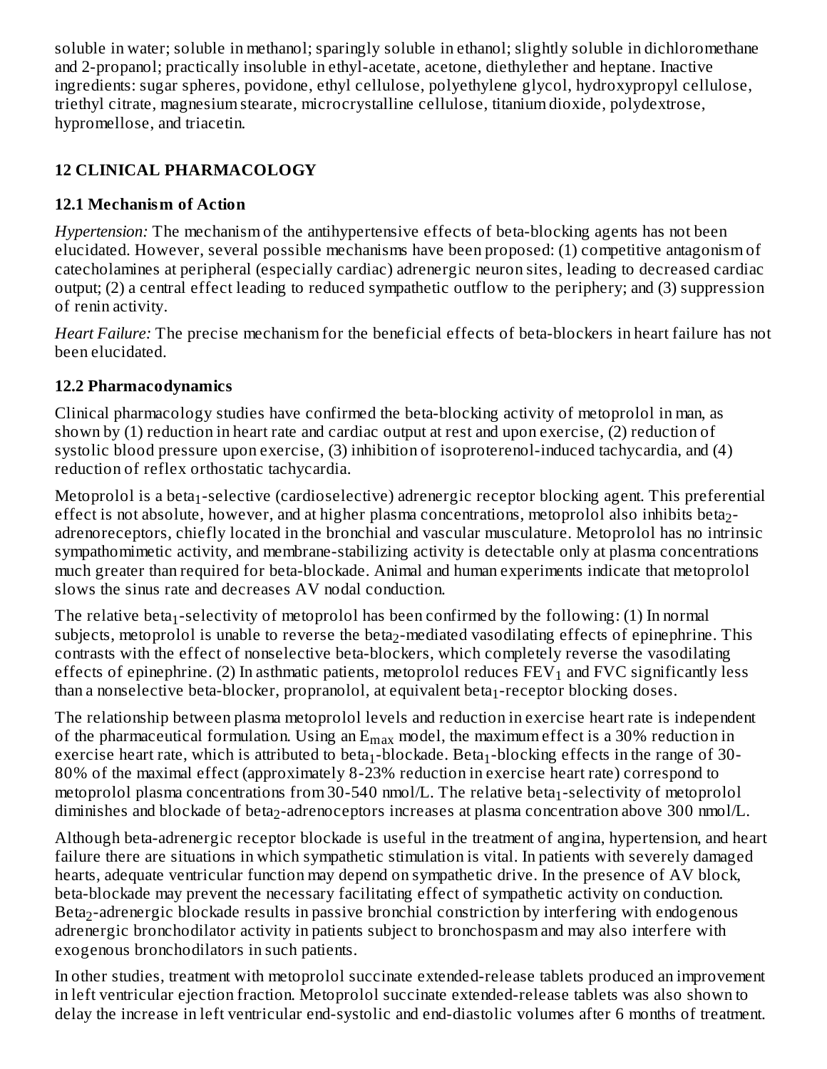soluble in water; soluble in methanol; sparingly soluble in ethanol; slightly soluble in dichloromethane and 2-propanol; practically insoluble in ethyl-acetate, acetone, diethylether and heptane. Inactive ingredients: sugar spheres, povidone, ethyl cellulose, polyethylene glycol, hydroxypropyl cellulose, triethyl citrate, magnesium stearate, microcrystalline cellulose, titanium dioxide, polydextrose, hypromellose, and triacetin.

## 12 CLINICAL PHARMACOLOGY

### 12.1 Mechanism of Action

*Hypertension:* The mechanism of the antihypertensive effects of beta-blocking agents has not been elucidated. However, several possible mechanisms have been proposed: (1) competitive antagonism of catecholamines at peripheral (especially cardiac) adrenergic neuron sites, leading to decreased cardiac output; (2) a central effect leading to reduced sympathetic outflow to the periphery; and (3) suppression of renin activity.

*Heart Failure:* The precise mechanism for the beneficial effects of beta-blockers in heart failure has not been elucidated.

### 12.2 Pharmacodynamics

Clinical pharmacology studies have confirmed the beta-blocking activity of metoprolol in man, as shown by (1) reduction in heart rate and cardiac output at rest and upon exercise, (2) reduction of systolic blood pressure upon exercise, (3) inhibition of isoproterenol-induced tachycardia, and (4) reduction of reflex orthostatic tachycardia.

Metoprolol is a beta$_1$-selective (cardioselective) adrenergic receptor blocking agent. This preferential effect is not absolute, however, and at higher plasma concentrations, metoprolol also inhibits beta$_2$-adrenoreceptors, chiefly located in the bronchial and vascular musculature. Metoprolol has no intrinsic sympathomimetic activity, and membrane-stabilizing activity is detectable only at plasma concentrations much greater than required for beta-blockade. Animal and human experiments indicate that metoprolol slows the sinus rate and decreases AV nodal conduction.

The relative beta$_1$-selectivity of metoprolol has been confirmed by the following: (1) In normal subjects, metoprolol is unable to reverse the beta$_2$-mediated vasodilating effects of epinephrine. This contrasts with the effect of nonselective beta-blockers, which completely reverse the vasodilating effects of epinephrine. (2) In asthmatic patients, metoprolol reduces $FEV_1$ and FVC significantly less than a nonselective beta-blocker, propranolol, at equivalent beta$_1$-receptor blocking doses.

The relationship between plasma metoprolol levels and reduction in exercise heart rate is independent of the pharmaceutical formulation. Using an $E_{max}$ model, the maximum effect is a 30% reduction in exercise heart rate, which is attributed to beta$_1$-blockade. Beta$_1$-blocking effects in the range of 30-80% of the maximal effect (approximately 8-23% reduction in exercise heart rate) correspond to metoprolol plasma concentrations from 30-540 nmol/L. The relative beta$_1$-selectivity of metoprolol diminishes and blockade of beta$_2$-adrenoceptors increases at plasma concentration above 300 nmol/L.

Although beta-adrenergic receptor blockade is useful in the treatment of angina, hypertension, and heart failure there are situations in which sympathetic stimulation is vital. In patients with severely damaged hearts, adequate ventricular function may depend on sympathetic drive. In the presence of AV block, beta-blockade may prevent the necessary facilitating effect of sympathetic activity on conduction. Beta$_2$-adrenergic blockade results in passive bronchial constriction by interfering with endogenous adrenergic bronchodilator activity in patients subject to bronchospasm and may also interfere with exogenous bronchodilators in such patients.

In other studies, treatment with metoprolol succinate extended-release tablets produced an improvement in left ventricular ejection fraction. Metoprolol succinate extended-release tablets was also shown to delay the increase in left ventricular end-systolic and end-diastolic volumes after 6 months of treatment.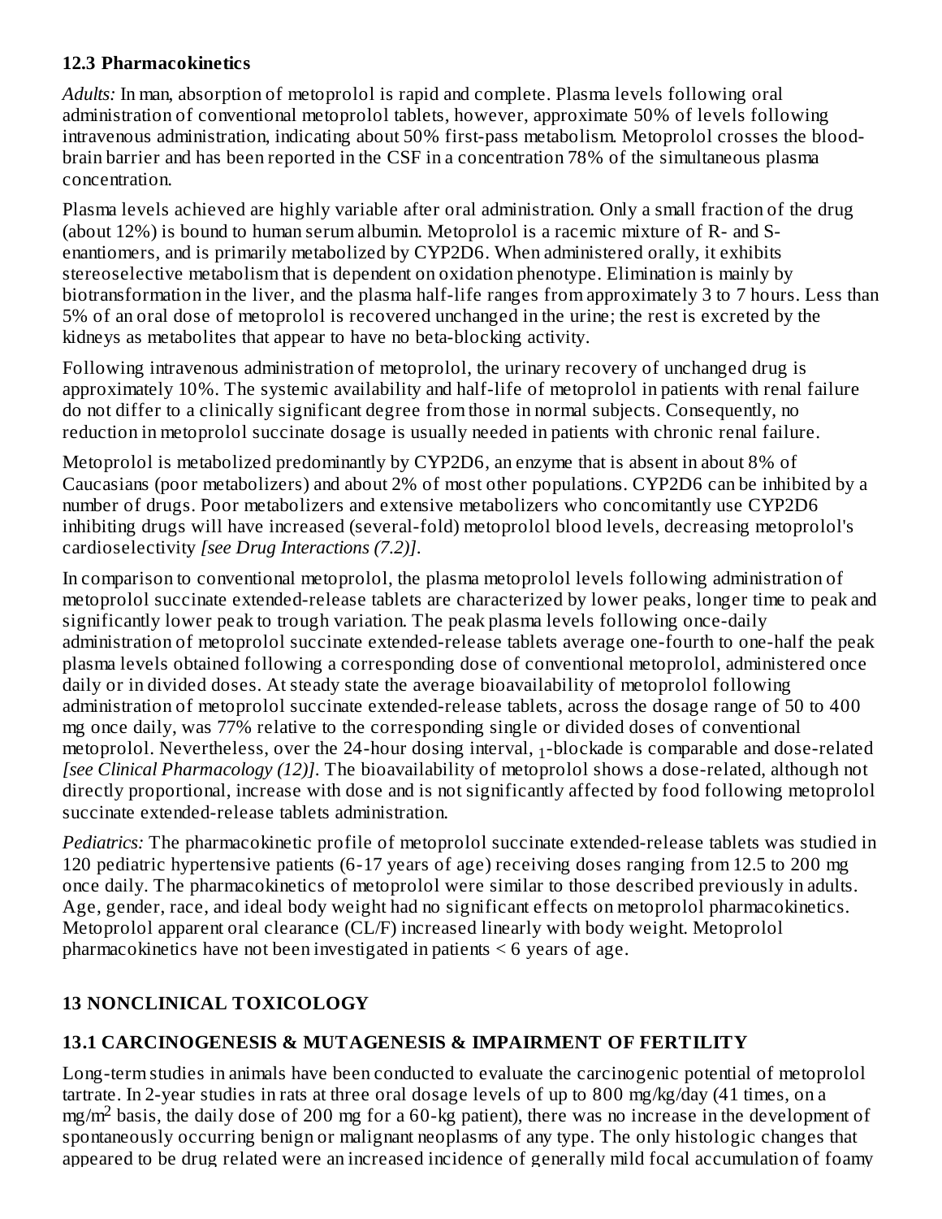### 12.3 Pharmacokinetics

*Adults:* In man, absorption of metoprolol is rapid and complete. Plasma levels following oral administration of conventional metoprolol tablets, however, approximate 50% of levels following intravenous administration, indicating about 50% first-pass metabolism. Metoprolol crosses the blood-brain barrier and has been reported in the CSF in a concentration 78% of the simultaneous plasma concentration.

Plasma levels achieved are highly variable after oral administration. Only a small fraction of the drug (about 12%) is bound to human serum albumin. Metoprolol is a racemic mixture of R- and S-enantiomers, and is primarily metabolized by CYP2D6. When administered orally, it exhibits stereoselective metabolism that is dependent on oxidation phenotype. Elimination is mainly by biotransformation in the liver, and the plasma half-life ranges from approximately 3 to 7 hours. Less than 5% of an oral dose of metoprolol is recovered unchanged in the urine; the rest is excreted by the kidneys as metabolites that appear to have no beta-blocking activity.

Following intravenous administration of metoprolol, the urinary recovery of unchanged drug is approximately 10%. The systemic availability and half-life of metoprolol in patients with renal failure do not differ to a clinically significant degree from those in normal subjects. Consequently, no reduction in metoprolol succinate dosage is usually needed in patients with chronic renal failure.

Metoprolol is metabolized predominantly by CYP2D6, an enzyme that is absent in about 8% of Caucasians (poor metabolizers) and about 2% of most other populations. CYP2D6 can be inhibited by a number of drugs. Poor metabolizers and extensive metabolizers who concomitantly use CYP2D6 inhibiting drugs will have increased (several-fold) metoprolol blood levels, decreasing metoprolol's cardioselectivity *[see Drug Interactions (7.2)]*.

In comparison to conventional metoprolol, the plasma metoprolol levels following administration of metoprolol succinate extended-release tablets are characterized by lower peaks, longer time to peak and significantly lower peak to trough variation. The peak plasma levels following once-daily administration of metoprolol succinate extended-release tablets average one-fourth to one-half the peak plasma levels obtained following a corresponding dose of conventional metoprolol, administered once daily or in divided doses. At steady state the average bioavailability of metoprolol following administration of metoprolol succinate extended-release tablets, across the dosage range of 50 to 400 mg once daily, was 77% relative to the corresponding single or divided doses of conventional metoprolol. Nevertheless, over the 24-hour dosing interval, $_1$-blockade is comparable and dose-related *[see Clinical Pharmacology (12)]*. The bioavailability of metoprolol shows a dose-related, although not directly proportional, increase with dose and is not significantly affected by food following metoprolol succinate extended-release tablets administration.

*Pediatrics:* The pharmacokinetic profile of metoprolol succinate extended-release tablets was studied in 120 pediatric hypertensive patients (6-17 years of age) receiving doses ranging from 12.5 to 200 mg once daily. The pharmacokinetics of metoprolol were similar to those described previously in adults. Age, gender, race, and ideal body weight had no significant effects on metoprolol pharmacokinetics. Metoprolol apparent oral clearance (CL/F) increased linearly with body weight. Metoprolol pharmacokinetics have not been investigated in patients < 6 years of age.

## 13 NONCLINICAL TOXICOLOGY

### 13.1 CARCINOGENESIS & MUTAGENESIS & IMPAIRMENT OF FERTILITY

Long-term studies in animals have been conducted to evaluate the carcinogenic potential of metoprolol tartrate. In 2-year studies in rats at three oral dosage levels of up to 800 mg/kg/day (41 times, on a mg/m$^2$ basis, the daily dose of 200 mg for a 60-kg patient), there was no increase in the development of spontaneously occurring benign or malignant neoplasms of any type. The only histologic changes that appeared to be drug related were an increased incidence of generally mild focal accumulation of foamy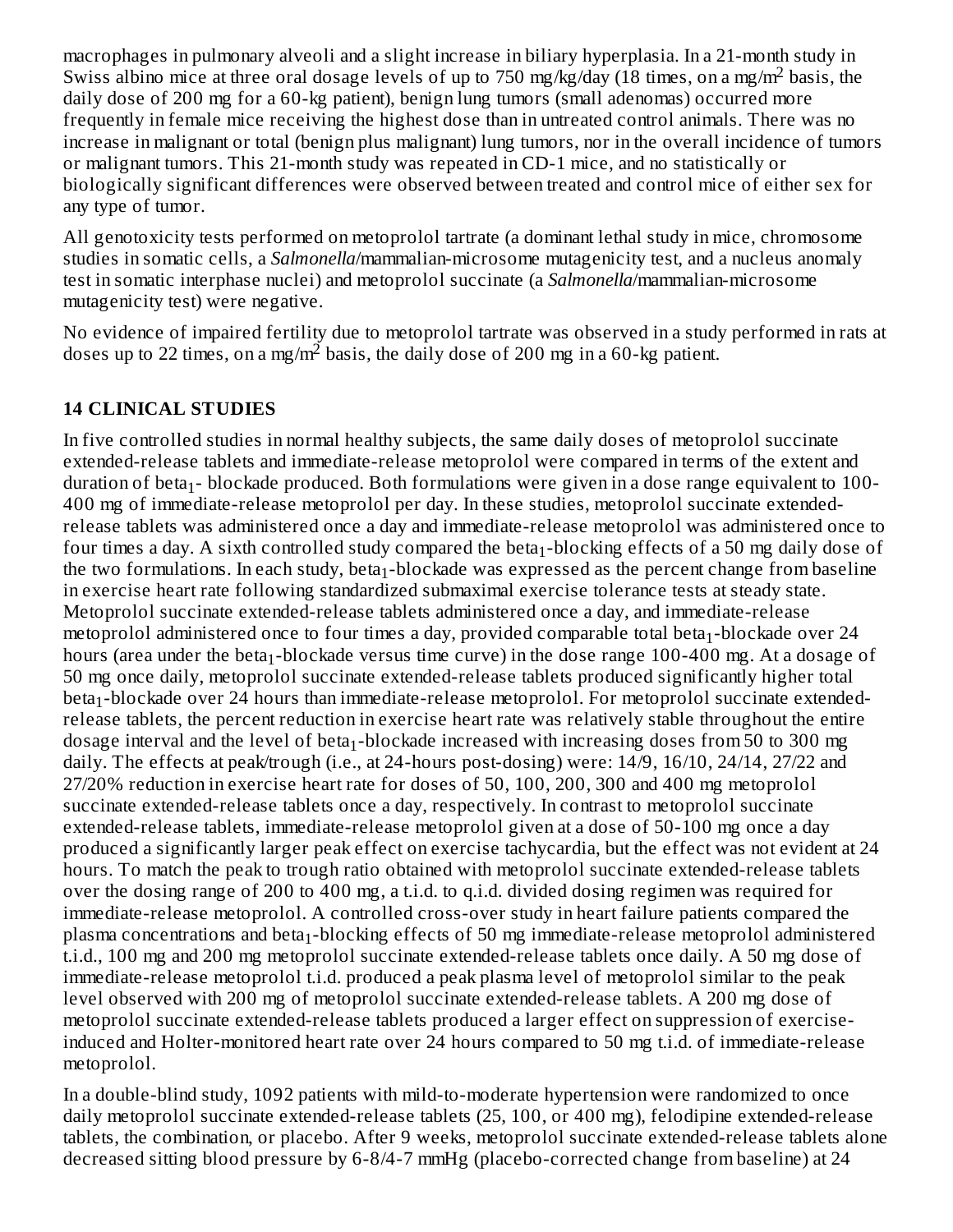macrophages in pulmonary alveoli and a slight increase in biliary hyperplasia. In a 21-month study in Swiss albino mice at three oral dosage levels of up to 750 mg/kg/day (18 times, on a mg/m$^2$ basis, the daily dose of 200 mg for a 60-kg patient), benign lung tumors (small adenomas) occurred more frequently in female mice receiving the highest dose than in untreated control animals. There was no increase in malignant or total (benign plus malignant) lung tumors, nor in the overall incidence of tumors or malignant tumors. This 21-month study was repeated in CD-1 mice, and no statistically or biologically significant differences were observed between treated and control mice of either sex for any type of tumor.

All genotoxicity tests performed on metoprolol tartrate (a dominant lethal study in mice, chromosome studies in somatic cells, a *Salmonella*/mammalian-microsome mutagenicity test, and a nucleus anomaly test in somatic interphase nuclei) and metoprolol succinate (a *Salmonella*/mammalian-microsome mutagenicity test) were negative.

No evidence of impaired fertility due to metoprolol tartrate was observed in a study performed in rats at doses up to 22 times, on a mg/m$^2$ basis, the daily dose of 200 mg in a 60-kg patient.

## 14 CLINICAL STUDIES

In five controlled studies in normal healthy subjects, the same daily doses of metoprolol succinate extended-release tablets and immediate-release metoprolol were compared in terms of the extent and duration of beta$_1$- blockade produced. Both formulations were given in a dose range equivalent to 100-400 mg of immediate-release metoprolol per day. In these studies, metoprolol succinate extended-release tablets was administered once a day and immediate-release metoprolol was administered once to four times a day. A sixth controlled study compared the beta$_1$-blocking effects of a 50 mg daily dose of the two formulations. In each study, beta$_1$-blockade was expressed as the percent change from baseline in exercise heart rate following standardized submaximal exercise tolerance tests at steady state. Metoprolol succinate extended-release tablets administered once a day, and immediate-release metoprolol administered once to four times a day, provided comparable total beta$_1$-blockade over 24 hours (area under the beta$_1$-blockade versus time curve) in the dose range 100-400 mg. At a dosage of 50 mg once daily, metoprolol succinate extended-release tablets produced significantly higher total beta$_1$-blockade over 24 hours than immediate-release metoprolol. For metoprolol succinate extended-release tablets, the percent reduction in exercise heart rate was relatively stable throughout the entire dosage interval and the level of beta$_1$-blockade increased with increasing doses from 50 to 300 mg daily. The effects at peak/trough (i.e., at 24-hours post-dosing) were: 14/9, 16/10, 24/14, 27/22 and 27/20% reduction in exercise heart rate for doses of 50, 100, 200, 300 and 400 mg metoprolol succinate extended-release tablets once a day, respectively. In contrast to metoprolol succinate extended-release tablets, immediate-release metoprolol given at a dose of 50-100 mg once a day produced a significantly larger peak effect on exercise tachycardia, but the effect was not evident at 24 hours. To match the peak to trough ratio obtained with metoprolol succinate extended-release tablets over the dosing range of 200 to 400 mg, a t.i.d. to q.i.d. divided dosing regimen was required for immediate-release metoprolol. A controlled cross-over study in heart failure patients compared the plasma concentrations and beta$_1$-blocking effects of 50 mg immediate-release metoprolol administered t.i.d., 100 mg and 200 mg metoprolol succinate extended-release tablets once daily. A 50 mg dose of immediate-release metoprolol t.i.d. produced a peak plasma level of metoprolol similar to the peak level observed with 200 mg of metoprolol succinate extended-release tablets. A 200 mg dose of metoprolol succinate extended-release tablets produced a larger effect on suppression of exercise-induced and Holter-monitored heart rate over 24 hours compared to 50 mg t.i.d. of immediate-release metoprolol.

In a double-blind study, 1092 patients with mild-to-moderate hypertension were randomized to once daily metoprolol succinate extended-release tablets (25, 100, or 400 mg), felodipine extended-release tablets, the combination, or placebo. After 9 weeks, metoprolol succinate extended-release tablets alone decreased sitting blood pressure by 6-8/4-7 mmHg (placebo-corrected change from baseline) at 24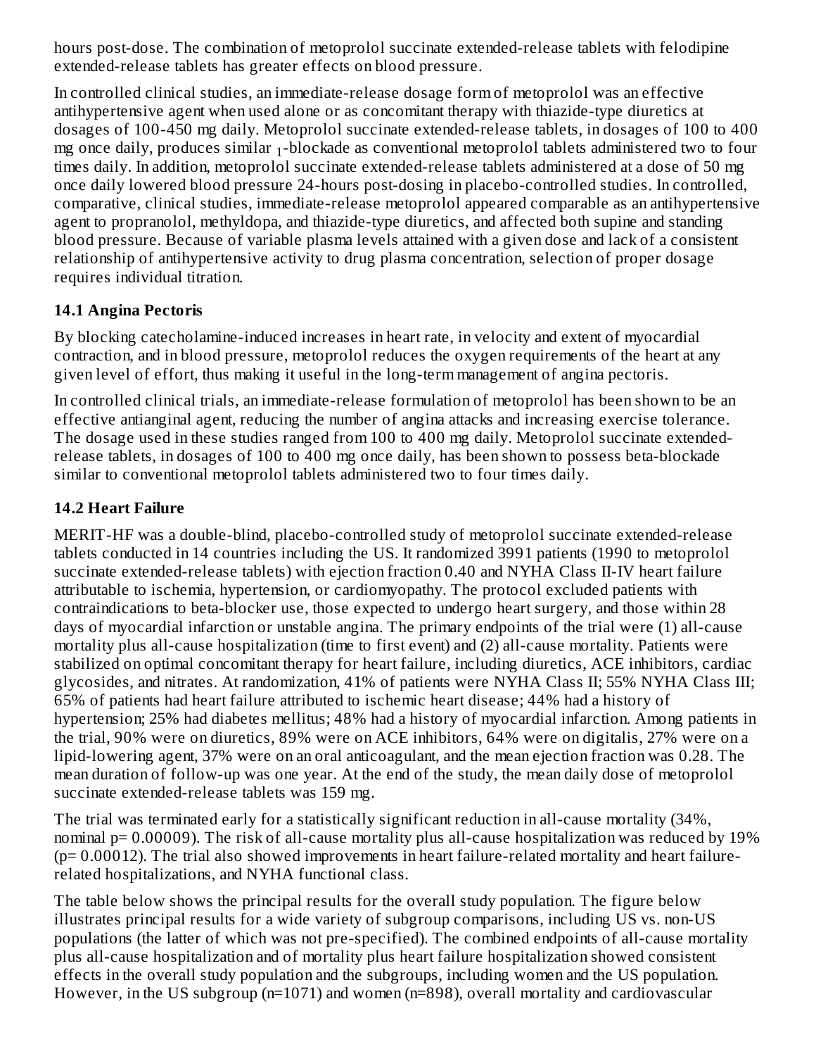hours post-dose. The combination of metoprolol succinate extended-release tablets with felodipine extended-release tablets has greater effects on blood pressure.

In controlled clinical studies, an immediate-release dosage form of metoprolol was an effective antihypertensive agent when used alone or as concomitant therapy with thiazide-type diuretics at dosages of 100-450 mg daily. Metoprolol succinate extended-release tablets, in dosages of 100 to 400 mg once daily, produces similar $_1$-blockade as conventional metoprolol tablets administered two to four times daily. In addition, metoprolol succinate extended-release tablets administered at a dose of 50 mg once daily lowered blood pressure 24-hours post-dosing in placebo-controlled studies. In controlled, comparative, clinical studies, immediate-release metoprolol appeared comparable as an antihypertensive agent to propranolol, methyldopa, and thiazide-type diuretics, and affected both supine and standing blood pressure. Because of variable plasma levels attained with a given dose and lack of a consistent relationship of antihypertensive activity to drug plasma concentration, selection of proper dosage requires individual titration.

## 14.1 Angina Pectoris

By blocking catecholamine-induced increases in heart rate, in velocity and extent of myocardial contraction, and in blood pressure, metoprolol reduces the oxygen requirements of the heart at any given level of effort, thus making it useful in the long-term management of angina pectoris.

In controlled clinical trials, an immediate-release formulation of metoprolol has been shown to be an effective antianginal agent, reducing the number of angina attacks and increasing exercise tolerance. The dosage used in these studies ranged from 100 to 400 mg daily. Metoprolol succinate extended-release tablets, in dosages of 100 to 400 mg once daily, has been shown to possess beta-blockade similar to conventional metoprolol tablets administered two to four times daily.

## 14.2 Heart Failure

MERIT-HF was a double-blind, placebo-controlled study of metoprolol succinate extended-release tablets conducted in 14 countries including the US. It randomized 3991 patients (1990 to metoprolol succinate extended-release tablets) with ejection fraction 0.40 and NYHA Class II-IV heart failure attributable to ischemia, hypertension, or cardiomyopathy. The protocol excluded patients with contraindications to beta-blocker use, those expected to undergo heart surgery, and those within 28 days of myocardial infarction or unstable angina. The primary endpoints of the trial were (1) all-cause mortality plus all-cause hospitalization (time to first event) and (2) all-cause mortality. Patients were stabilized on optimal concomitant therapy for heart failure, including diuretics, ACE inhibitors, cardiac glycosides, and nitrates. At randomization, 41% of patients were NYHA Class II; 55% NYHA Class III; 65% of patients had heart failure attributed to ischemic heart disease; 44% had a history of hypertension; 25% had diabetes mellitus; 48% had a history of myocardial infarction. Among patients in the trial, 90% were on diuretics, 89% were on ACE inhibitors, 64% were on digitalis, 27% were on a lipid-lowering agent, 37% were on an oral anticoagulant, and the mean ejection fraction was 0.28. The mean duration of follow-up was one year. At the end of the study, the mean daily dose of metoprolol succinate extended-release tablets was 159 mg.

The trial was terminated early for a statistically significant reduction in all-cause mortality (34%, nominal $p= 0.00009$). The risk of all-cause mortality plus all-cause hospitalization was reduced by 19% ($p= 0.00012$). The trial also showed improvements in heart failure-related mortality and heart failure-related hospitalizations, and NYHA functional class.

The table below shows the principal results for the overall study population. The figure below illustrates principal results for a wide variety of subgroup comparisons, including US vs. non-US populations (the latter of which was not pre-specified). The combined endpoints of all-cause mortality plus all-cause hospitalization and of mortality plus heart failure hospitalization showed consistent effects in the overall study population and the subgroups, including women and the US population. However, in the US subgroup (n=1071) and women (n=898), overall mortality and cardiovascular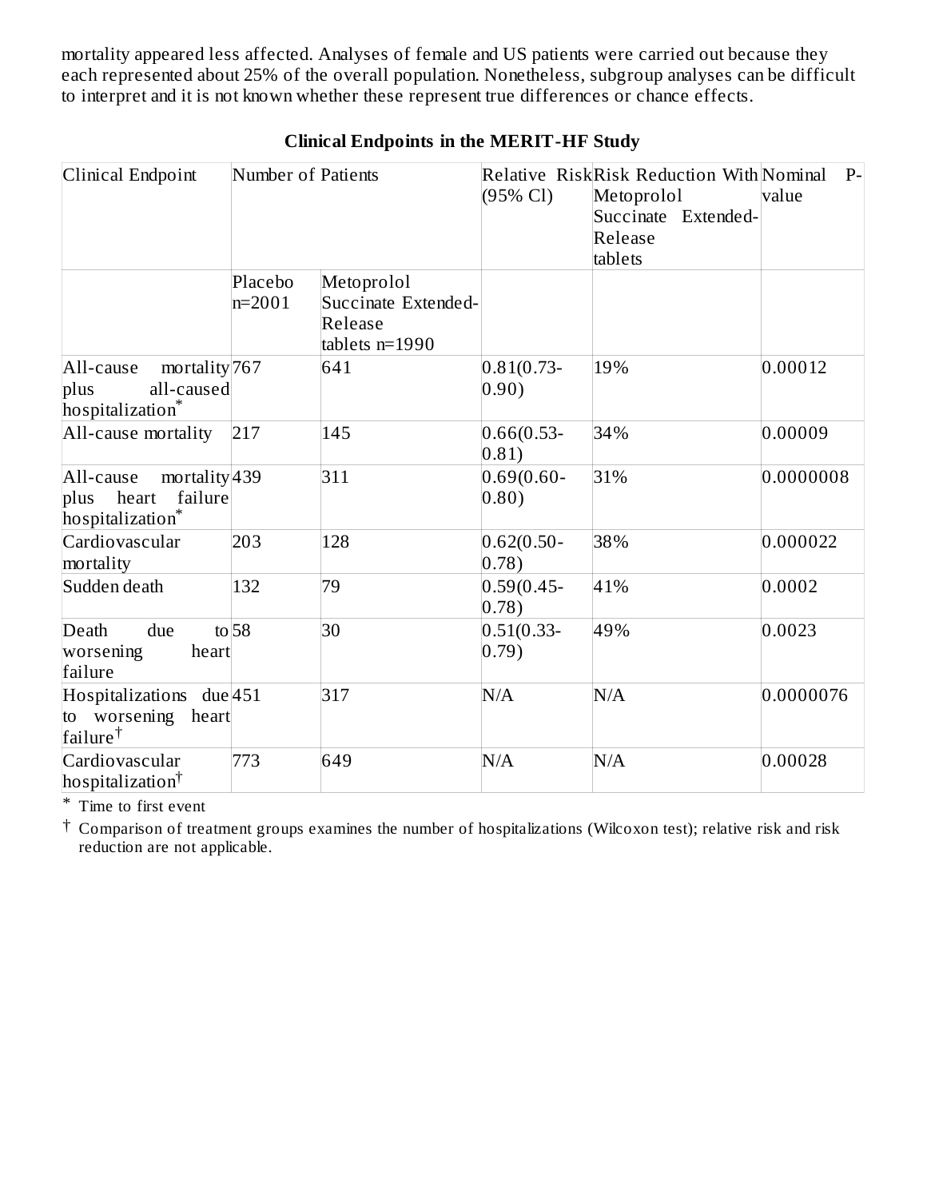mortality appeared less affected. Analyses of female and US patients were carried out because they each represented about 25% of the overall population. Nonetheless, subgroup analyses can be difficult to interpret and it is not known whether these represent true differences or chance effects.

**Clinical Endpoints in the MERIT-HF Study**

| Clinical Endpoint | Number of Patients | | Relative Risk (95% Cl) | Risk Reduction With Metoprolol Succinate Extended-Release tablets | Nominal P-value |
|---|---|---|---|---|---|
| | Placebo n=2001 | Metoprolol Succinate Extended-Release tablets n=1990 | | | |
| All-cause mortality plus all-caused hospitalization* | 767 | 641 | 0.81(0.73-0.90) | 19% | 0.00012 |
| All-cause mortality | 217 | 145 | 0.66(0.53-0.81) | 34% | 0.00009 |
| All-cause mortality plus heart failure hospitalization* | 439 | 311 | 0.69(0.60-0.80) | 31% | 0.0000008 |
| Cardiovascular mortality | 203 | 128 | 0.62(0.50-0.78) | 38% | 0.000022 |
| Sudden death | 132 | 79 | 0.59(0.45-0.78) | 41% | 0.0002 |
| Death due to worsening heart failure | 58 | 30 | 0.51(0.33-0.79) | 49% | 0.0023 |
| Hospitalizations due to worsening heart failure† | 451 | 317 | N/A | N/A | 0.0000076 |
| Cardiovascular hospitalization† | 773 | 649 | N/A | N/A | 0.00028 |

\* Time to first event

† Comparison of treatment groups examines the number of hospitalizations (Wilcoxon test); relative risk and risk reduction are not applicable.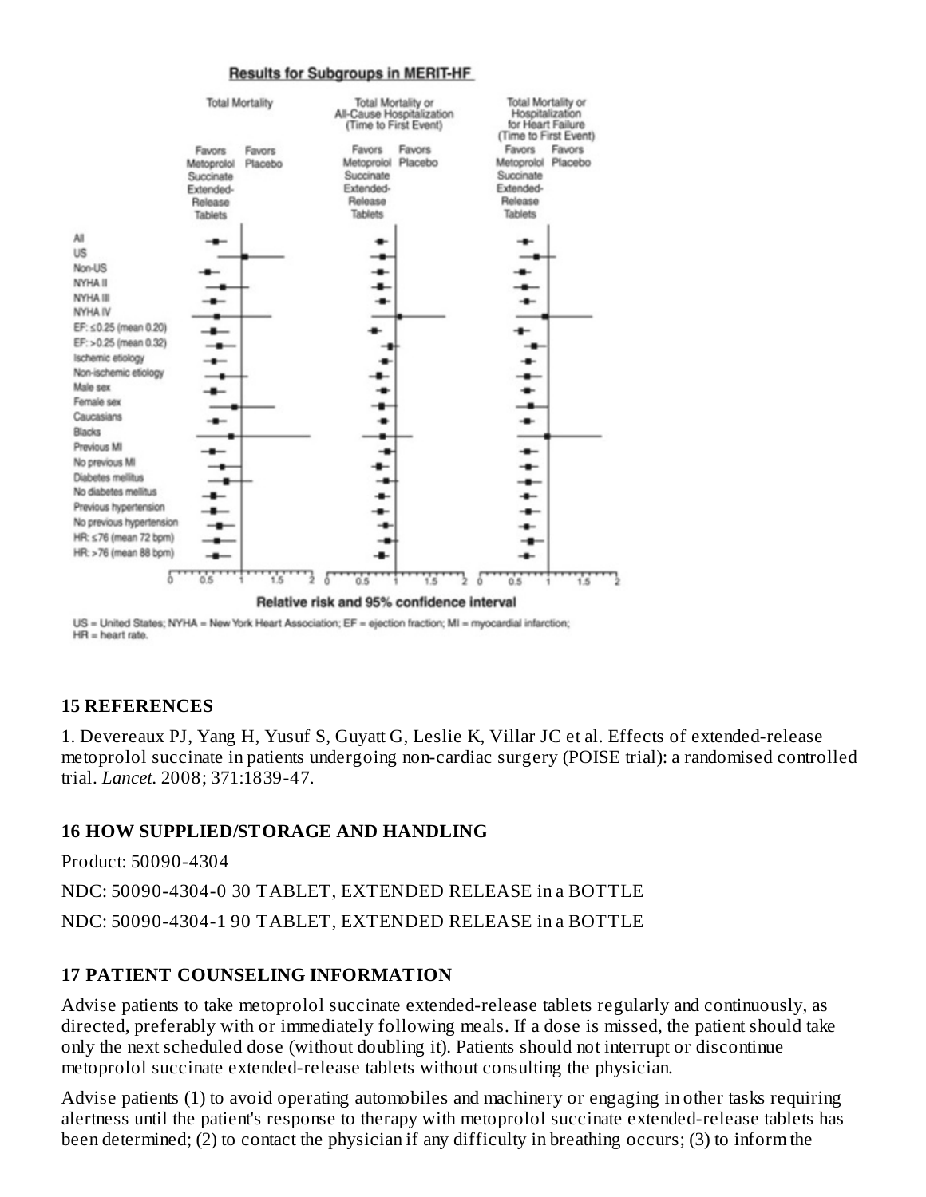**Results for Subgroups in MERIT-HF**

| | Total Mortality | Total Mortality or All-Cause Hospitalization (Time to First Event) | Total Mortality or Hospitalization for Heart Failure (Time to First Event) |
|---|---|---|---|
| | Favors Metoprolol Succinate Extended-Release Tablets / Favors Placebo | Favors Metoprolol Succinate Extended-Release Tablets / Favors Placebo | Favors Metoprolol Succinate Extended-Release Tablets / Favors Placebo |

Subgroups: All; US; Non-US; NYHA II; NYHA III; NYHA IV; EF: ≤0.25 (mean 0.20); EF: >0.25 (mean 0.32); Ischemic etiology; Non-ischemic etiology; Male sex; Female sex; Caucasians; Blacks; Previous MI; No previous MI; Diabetes mellitus; No diabetes mellitus; Previous hypertension; No previous hypertension; HR: ≤76 (mean 72 bpm); HR: >76 (mean 88 bpm)

Relative risk and 95% confidence interval

US = United States; NYHA = New York Heart Association; EF = ejection fraction; MI = myocardial infarction; HR = heart rate.

## 15 REFERENCES

1. Devereaux PJ, Yang H, Yusuf S, Guyatt G, Leslie K, Villar JC et al. Effects of extended-release metoprolol succinate in patients undergoing non-cardiac surgery (POISE trial): a randomised controlled trial. *Lancet*. 2008; 371:1839-47.

## 16 HOW SUPPLIED/STORAGE AND HANDLING

Product: 50090-4304

NDC: 50090-4304-0 30 TABLET, EXTENDED RELEASE in a BOTTLE

NDC: 50090-4304-1 90 TABLET, EXTENDED RELEASE in a BOTTLE

## 17 PATIENT COUNSELING INFORMATION

Advise patients to take metoprolol succinate extended-release tablets regularly and continuously, as directed, preferably with or immediately following meals. If a dose is missed, the patient should take only the next scheduled dose (without doubling it). Patients should not interrupt or discontinue metoprolol succinate extended-release tablets without consulting the physician.

Advise patients (1) to avoid operating automobiles and machinery or engaging in other tasks requiring alertness until the patient's response to therapy with metoprolol succinate extended-release tablets has been determined; (2) to contact the physician if any difficulty in breathing occurs; (3) to inform the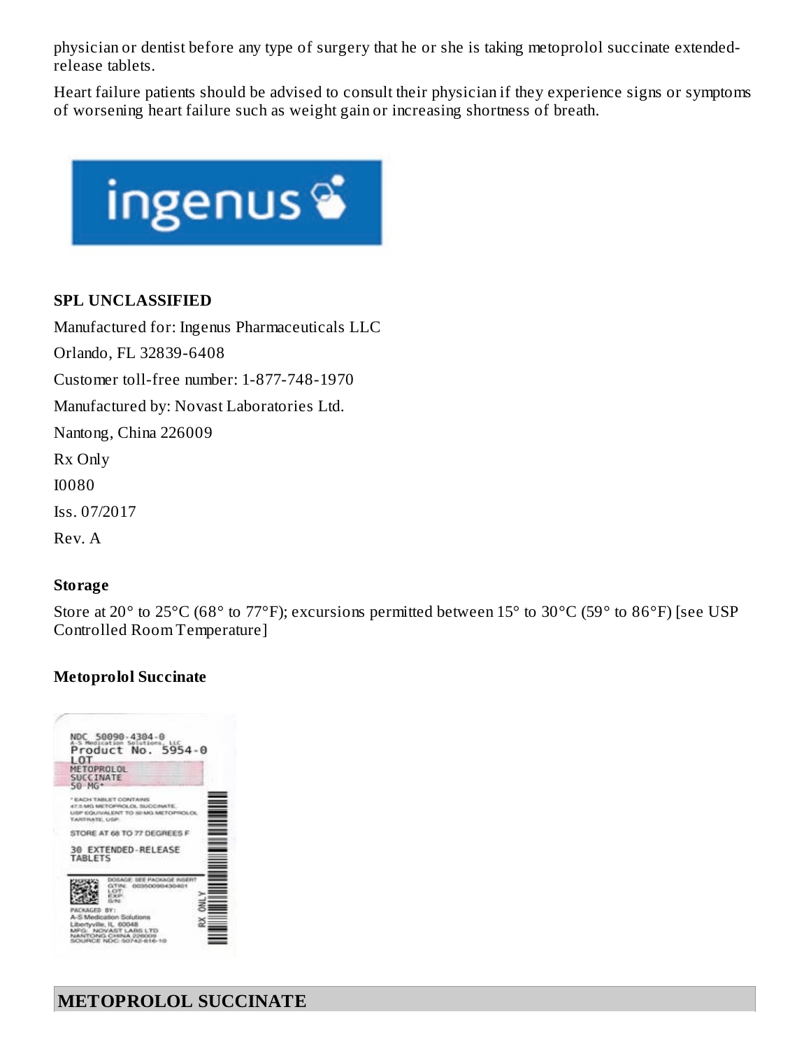physician or dentist before any type of surgery that he or she is taking metoprolol succinate extended-release tablets.

Heart failure patients should be advised to consult their physician if they experience signs or symptoms of worsening heart failure such as weight gain or increasing shortness of breath.

**SPL UNCLASSIFIED**

Manufactured for: Ingenus Pharmaceuticals LLC

Orlando, FL 32839-6408

Customer toll-free number: 1-877-748-1970

Manufactured by: Novast Laboratories Ltd.

Nantong, China 226009

Rx Only

I0080

Iss. 07/2017

Rev. A

**Storage**

Store at 20° to 25°C (68° to 77°F); excursions permitted between 15° to 30°C (59° to 86°F) [see USP Controlled Room Temperature]

**Metoprolol Succinate**

NDC 50090-4304-0
A-S Medication Solutions, LLC
Product No. 5954-0
LOT
METOPROLOL SUCCINATE
50 MG*

* EACH TABLET CONTAINS 47.5 MG METOPROLOL SUCCINATE, USP EQUIVALENT TO 50 MG METOPROLOL TARTRATE, USP

STORE AT 68 TO 77 DEGREES F

30 EXTENDED-RELEASE TABLETS

DOSAGE: SEE PACKAGE INSERT
GTIN: 00350090430401
LOT:
EXP:
S/N:

PACKAGED BY:
A-S Medication Solutions
Libertyville, IL 60048
MFG: NOVAST LABS LTD
NANTONG CHINA 226009
SOURCE NDC: 50742-616-10

RX ONLY

## METOPROLOL SUCCINATE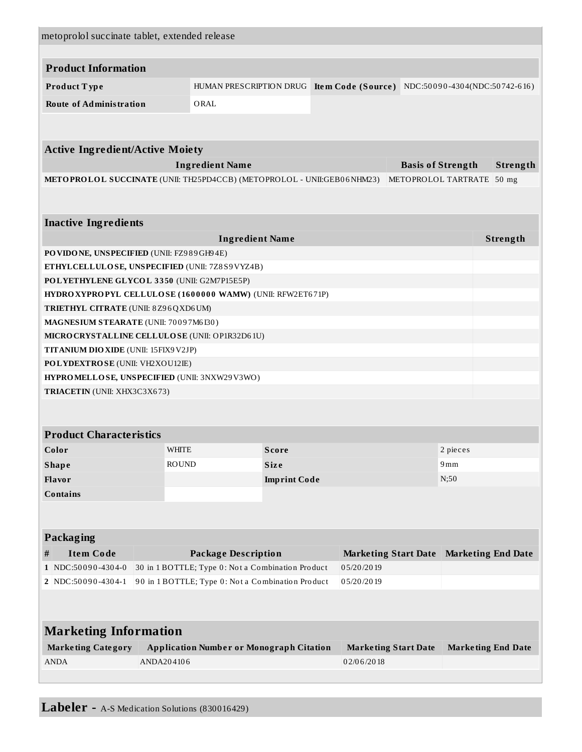metoprolol succinate tablet, extended release

## Product Information

| Product Type | HUMAN PRESCRIPTION DRUG | Item Code (Source) | NDC:50090-4304(NDC:50742-616) |
|---|---|---|---|
| Route of Administration | ORAL | | |

## Active Ingredient/Active Moiety

| Ingredient Name | Basis of Strength | Strength |
|---|---|---|
| **METOPROLOL SUCCINATE** (UNII: TH25PD4CCB) (METOPROLOL - UNII:GEB06NHM23) | METOPROLOL TARTRATE | 50 mg |

## Inactive Ingredients

| Ingredient Name | Strength |
|---|---|
| **POVIDONE, UNSPECIFIED** (UNII: FZ989GH94E) | |
| **ETHYLCELLULOSE, UNSPECIFIED** (UNII: 7Z8S9VYZ4B) | |
| **POLYETHYLENE GLYCOL 3350** (UNII: G2M7P15E5P) | |
| **HYDROXYPROPYL CELLULOSE (1600000 WAMW)** (UNII: RFW2ET671P) | |
| **TRIETHYL CITRATE** (UNII: 8Z96QXD6UM) | |
| **MAGNESIUM STEARATE** (UNII: 70097M6I30) | |
| **MICROCRYSTALLINE CELLULOSE** (UNII: OP1R32D61U) | |
| **TITANIUM DIOXIDE** (UNII: 15FIX9V2JP) | |
| **POLYDEXTROSE** (UNII: VH2XOU12IE) | |
| **HYPROMELLOSE, UNSPECIFIED** (UNII: 3NXW29V3WO) | |
| **TRIACETIN** (UNII: XHX3C3X673) | |

## Product Characteristics

| Color | WHITE | Score | 2 pieces |
|---|---|---|---|
| Shape | ROUND | Size | 9mm |
| Flavor | | Imprint Code | N;50 |
| Contains | | | |

## Packaging

| # | Item Code | Package Description | Marketing Start Date | Marketing End Date |
|---|---|---|---|---|
| 1 | NDC:50090-4304-0 | 30 in 1 BOTTLE; Type 0: Not a Combination Product | 05/20/2019 | |
| 2 | NDC:50090-4304-1 | 90 in 1 BOTTLE; Type 0: Not a Combination Product | 05/20/2019 | |

## Marketing Information

| Marketing Category | Application Number or Monograph Citation | Marketing Start Date | Marketing End Date |
|---|---|---|---|
| ANDA | ANDA204106 | 02/06/2018 | |

**Labeler -** A-S Medication Solutions (830016429)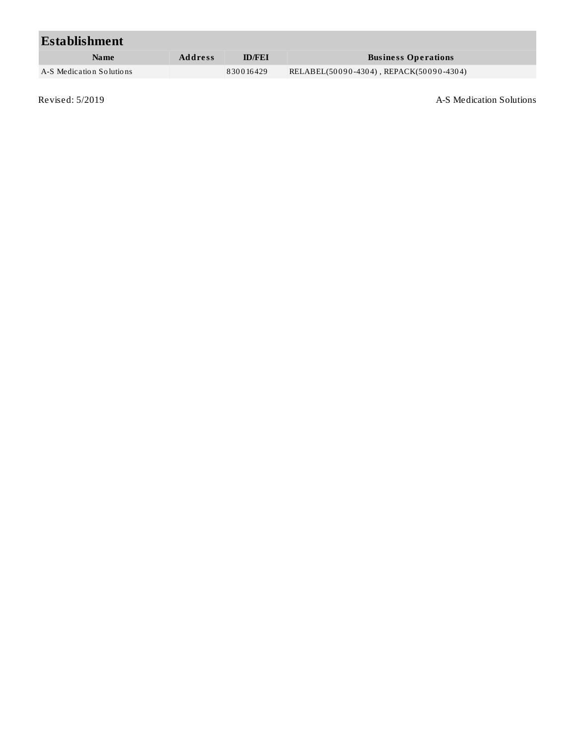## Establishment

| Name | Address | ID/FEI | Business Operations |
| --- | --- | --- | --- |
| A-S Medication Solutions | | 830016429 | RELABEL(50090-4304) , REPACK(50090-4304) |

Revised: 5/2019

A-S Medication Solutions